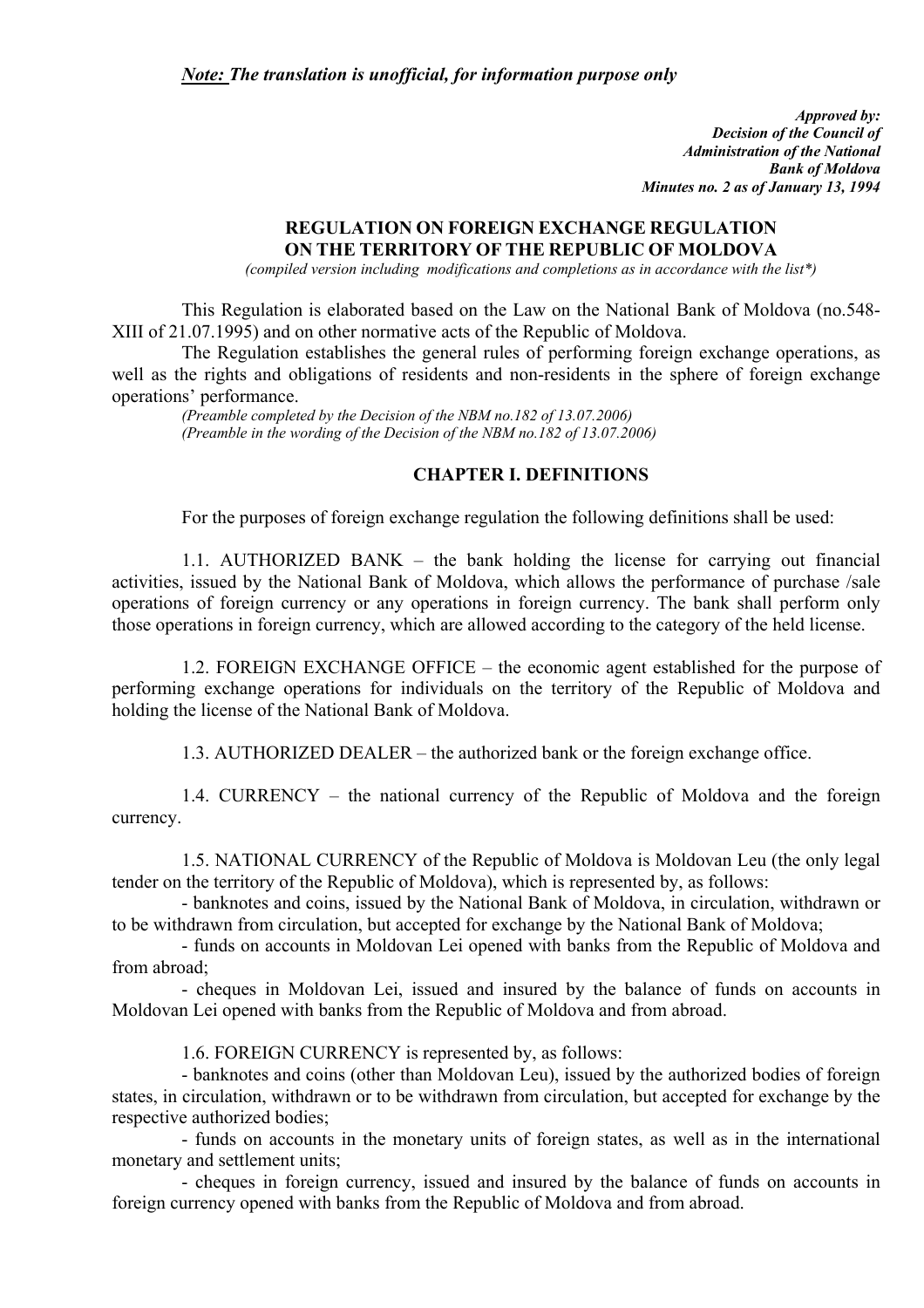***Note:* The translation is unofficial, for information purpose only**

***Approved by:***
***Decision of the Council of***
***Administration of the National***
***Bank of Moldova***
***Minutes no. 2 as of January 13, 1994***

## REGULATION ON FOREIGN EXCHANGE REGULATION ON THE TERRITORY OF THE REPUBLIC OF MOLDOVA

*(compiled version including modifications and completions as in accordance with the list\*)*

This Regulation is elaborated based on the Law on the National Bank of Moldova (no.548-XIII of 21.07.1995) and on other normative acts of the Republic of Moldova.

The Regulation establishes the general rules of performing foreign exchange operations, as well as the rights and obligations of residents and non-residents in the sphere of foreign exchange operations' performance.

*(Preamble completed by the Decision of the NBM no.182 of 13.07.2006)*
*(Preamble in the wording of the Decision of the NBM no.182 of 13.07.2006)*

### CHAPTER I. DEFINITIONS

For the purposes of foreign exchange regulation the following definitions shall be used:

1.1. AUTHORIZED BANK – the bank holding the license for carrying out financial activities, issued by the National Bank of Moldova, which allows the performance of purchase /sale operations of foreign currency or any operations in foreign currency. The bank shall perform only those operations in foreign currency, which are allowed according to the category of the held license.

1.2. FOREIGN EXCHANGE OFFICE – the economic agent established for the purpose of performing exchange operations for individuals on the territory of the Republic of Moldova and holding the license of the National Bank of Moldova.

1.3. AUTHORIZED DEALER – the authorized bank or the foreign exchange office.

1.4. CURRENCY – the national currency of the Republic of Moldova and the foreign currency.

1.5. NATIONAL CURRENCY of the Republic of Moldova is Moldovan Leu (the only legal tender on the territory of the Republic of Moldova), which is represented by, as follows:

- banknotes and coins, issued by the National Bank of Moldova, in circulation, withdrawn or to be withdrawn from circulation, but accepted for exchange by the National Bank of Moldova;
- funds on accounts in Moldovan Lei opened with banks from the Republic of Moldova and from abroad;
- cheques in Moldovan Lei, issued and insured by the balance of funds on accounts in Moldovan Lei opened with banks from the Republic of Moldova and from abroad.

1.6. FOREIGN CURRENCY is represented by, as follows:

- banknotes and coins (other than Moldovan Leu), issued by the authorized bodies of foreign states, in circulation, withdrawn or to be withdrawn from circulation, but accepted for exchange by the respective authorized bodies;
- funds on accounts in the monetary units of foreign states, as well as in the international monetary and settlement units;
- cheques in foreign currency, issued and insured by the balance of funds on accounts in foreign currency opened with banks from the Republic of Moldova and from abroad.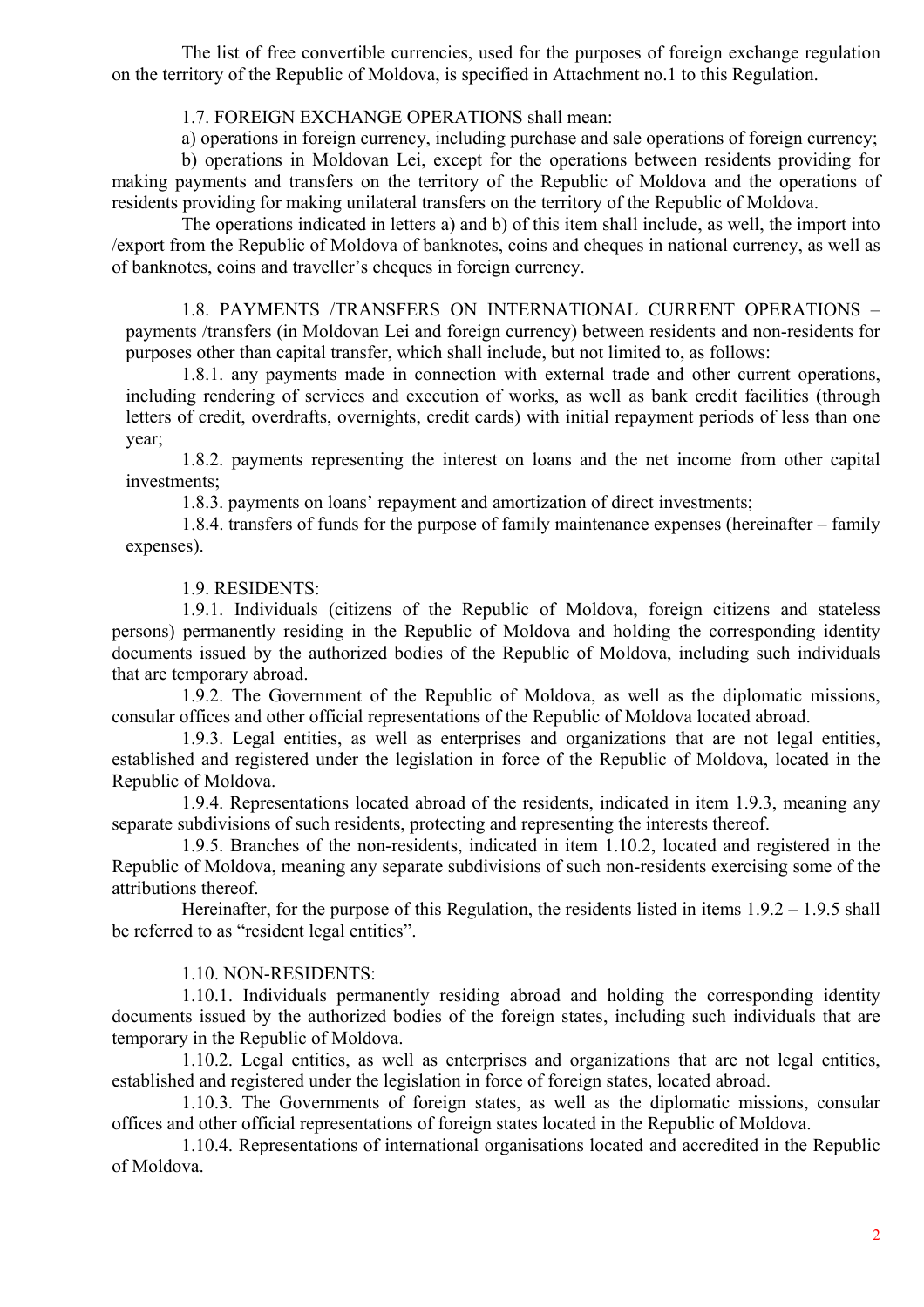The list of free convertible currencies, used for the purposes of foreign exchange regulation on the territory of the Republic of Moldova, is specified in Attachment no.1 to this Regulation.

1.7. FOREIGN EXCHANGE OPERATIONS shall mean:

a) operations in foreign currency, including purchase and sale operations of foreign currency;

b) operations in Moldovan Lei, except for the operations between residents providing for making payments and transfers on the territory of the Republic of Moldova and the operations of residents providing for making unilateral transfers on the territory of the Republic of Moldova.

The operations indicated in letters a) and b) of this item shall include, as well, the import into /export from the Republic of Moldova of banknotes, coins and cheques in national currency, as well as of banknotes, coins and traveller's cheques in foreign currency.

1.8. PAYMENTS /TRANSFERS ON INTERNATIONAL CURRENT OPERATIONS – payments /transfers (in Moldovan Lei and foreign currency) between residents and non-residents for purposes other than capital transfer, which shall include, but not limited to, as follows:

1.8.1. any payments made in connection with external trade and other current operations, including rendering of services and execution of works, as well as bank credit facilities (through letters of credit, overdrafts, overnights, credit cards) with initial repayment periods of less than one year;

1.8.2. payments representing the interest on loans and the net income from other capital investments;

1.8.3. payments on loans' repayment and amortization of direct investments;

1.8.4. transfers of funds for the purpose of family maintenance expenses (hereinafter – family expenses).

1.9. RESIDENTS:

1.9.1. Individuals (citizens of the Republic of Moldova, foreign citizens and stateless persons) permanently residing in the Republic of Moldova and holding the corresponding identity documents issued by the authorized bodies of the Republic of Moldova, including such individuals that are temporary abroad.

1.9.2. The Government of the Republic of Moldova, as well as the diplomatic missions, consular offices and other official representations of the Republic of Moldova located abroad.

1.9.3. Legal entities, as well as enterprises and organizations that are not legal entities, established and registered under the legislation in force of the Republic of Moldova, located in the Republic of Moldova.

1.9.4. Representations located abroad of the residents, indicated in item 1.9.3, meaning any separate subdivisions of such residents, protecting and representing the interests thereof.

1.9.5. Branches of the non-residents, indicated in item 1.10.2, located and registered in the Republic of Moldova, meaning any separate subdivisions of such non-residents exercising some of the attributions thereof.

Hereinafter, for the purpose of this Regulation, the residents listed in items 1.9.2 – 1.9.5 shall be referred to as "resident legal entities".

1.10. NON-RESIDENTS:

1.10.1. Individuals permanently residing abroad and holding the corresponding identity documents issued by the authorized bodies of the foreign states, including such individuals that are temporary in the Republic of Moldova.

1.10.2. Legal entities, as well as enterprises and organizations that are not legal entities, established and registered under the legislation in force of foreign states, located abroad.

1.10.3. The Governments of foreign states, as well as the diplomatic missions, consular offices and other official representations of foreign states located in the Republic of Moldova.

1.10.4. Representations of international organisations located and accredited in the Republic of Moldova.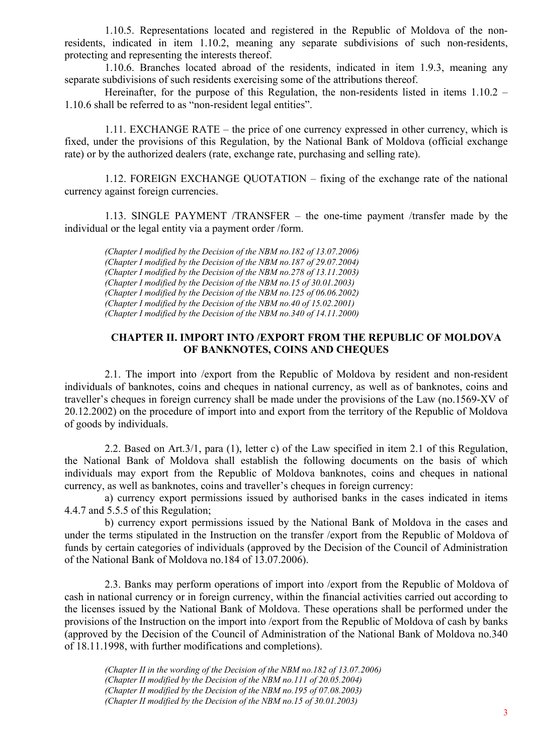1.10.5. Representations located and registered in the Republic of Moldova of the non-residents, indicated in item 1.10.2, meaning any separate subdivisions of such non-residents, protecting and representing the interests thereof.

1.10.6. Branches located abroad of the residents, indicated in item 1.9.3, meaning any separate subdivisions of such residents exercising some of the attributions thereof.

Hereinafter, for the purpose of this Regulation, the non-residents listed in items 1.10.2 – 1.10.6 shall be referred to as "non-resident legal entities".

1.11. EXCHANGE RATE – the price of one currency expressed in other currency, which is fixed, under the provisions of this Regulation, by the National Bank of Moldova (official exchange rate) or by the authorized dealers (rate, exchange rate, purchasing and selling rate).

1.12. FOREIGN EXCHANGE QUOTATION – fixing of the exchange rate of the national currency against foreign currencies.

1.13. SINGLE PAYMENT /TRANSFER – the one-time payment /transfer made by the individual or the legal entity via a payment order /form.

*(Chapter I modified by the Decision of the NBM no.182 of 13.07.2006)*
*(Chapter I modified by the Decision of the NBM no.187 of 29.07.2004)*
*(Chapter I modified by the Decision of the NBM no.278 of 13.11.2003)*
*(Chapter I modified by the Decision of the NBM no.15 of 30.01.2003)*
*(Chapter I modified by the Decision of the NBM no.125 of 06.06.2002)*
*(Chapter I modified by the Decision of the NBM no.40 of 15.02.2001)*
*(Chapter I modified by the Decision of the NBM no.340 of 14.11.2000)*

## CHAPTER II. IMPORT INTO /EXPORT FROM THE REPUBLIC OF MOLDOVA OF BANKNOTES, COINS AND CHEQUES

2.1. The import into /export from the Republic of Moldova by resident and non-resident individuals of banknotes, coins and cheques in national currency, as well as of banknotes, coins and traveller's cheques in foreign currency shall be made under the provisions of the Law (no.1569-XV of 20.12.2002) on the procedure of import into and export from the territory of the Republic of Moldova of goods by individuals.

2.2. Based on Art.3/1, para (1), letter c) of the Law specified in item 2.1 of this Regulation, the National Bank of Moldova shall establish the following documents on the basis of which individuals may export from the Republic of Moldova banknotes, coins and cheques in national currency, as well as banknotes, coins and traveller's cheques in foreign currency:

a) currency export permissions issued by authorised banks in the cases indicated in items 4.4.7 and 5.5.5 of this Regulation;

b) currency export permissions issued by the National Bank of Moldova in the cases and under the terms stipulated in the Instruction on the transfer /export from the Republic of Moldova of funds by certain categories of individuals (approved by the Decision of the Council of Administration of the National Bank of Moldova no.184 of 13.07.2006).

2.3. Banks may perform operations of import into /export from the Republic of Moldova of cash in national currency or in foreign currency, within the financial activities carried out according to the licenses issued by the National Bank of Moldova. These operations shall be performed under the provisions of the Instruction on the import into /export from the Republic of Moldova of cash by banks (approved by the Decision of the Council of Administration of the National Bank of Moldova no.340 of 18.11.1998, with further modifications and completions).

*(Chapter II in the wording of the Decision of the NBM no.182 of 13.07.2006)*
*(Chapter II modified by the Decision of the NBM no.111 of 20.05.2004)*
*(Chapter II modified by the Decision of the NBM no.195 of 07.08.2003)*
*(Chapter II modified by the Decision of the NBM no.15 of 30.01.2003)*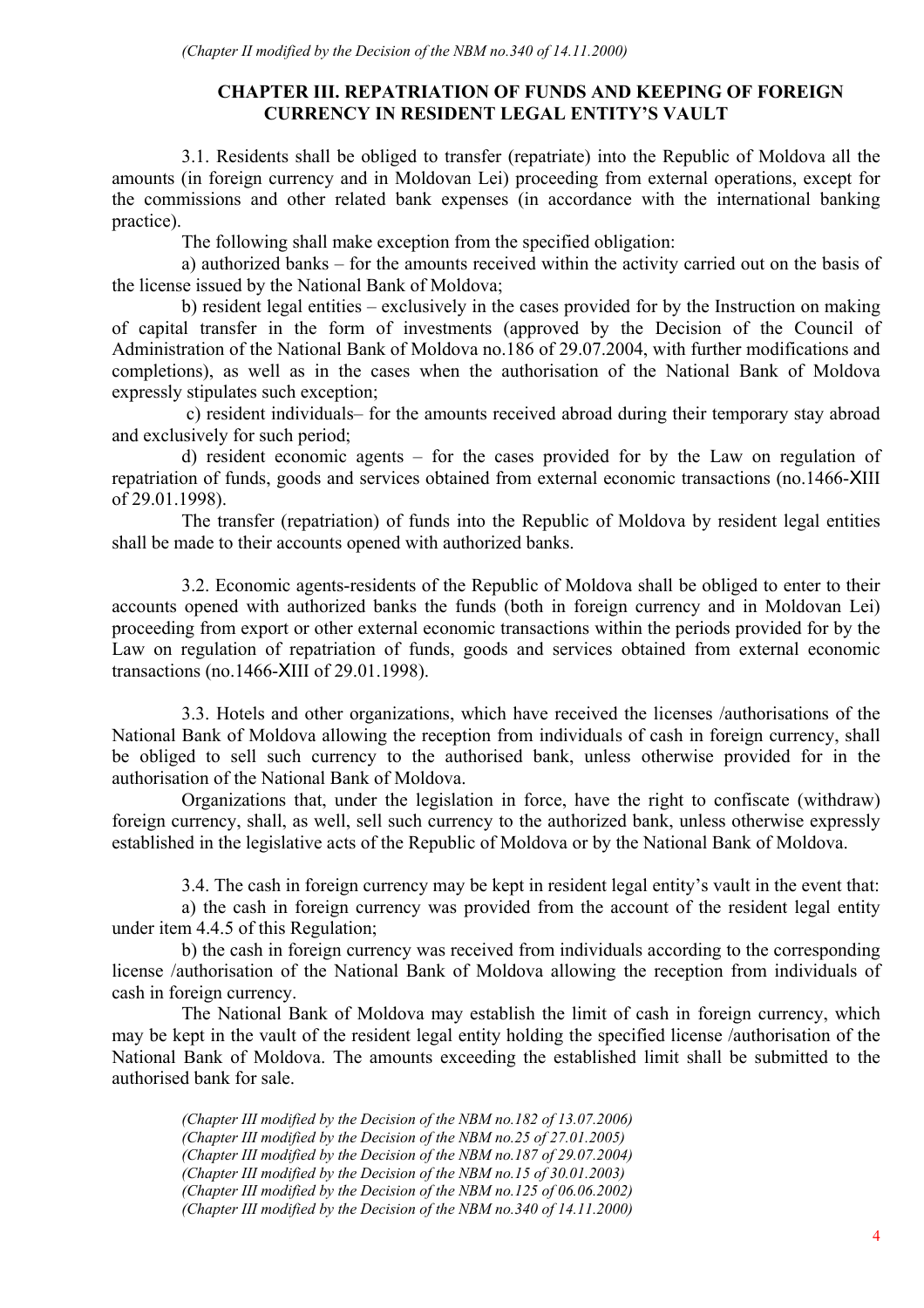*(Chapter II modified by the Decision of the NBM no.340 of 14.11.2000)*

## CHAPTER III. REPATRIATION OF FUNDS AND KEEPING OF FOREIGN CURRENCY IN RESIDENT LEGAL ENTITY'S VAULT

3.1. Residents shall be obliged to transfer (repatriate) into the Republic of Moldova all the amounts (in foreign currency and in Moldovan Lei) proceeding from external operations, except for the commissions and other related bank expenses (in accordance with the international banking practice).

The following shall make exception from the specified obligation:

a) authorized banks – for the amounts received within the activity carried out on the basis of the license issued by the National Bank of Moldova;

b) resident legal entities – exclusively in the cases provided for by the Instruction on making of capital transfer in the form of investments (approved by the Decision of the Council of Administration of the National Bank of Moldova no.186 of 29.07.2004, with further modifications and completions), as well as in the cases when the authorisation of the National Bank of Moldova expressly stipulates such exception;

c) resident individuals– for the amounts received abroad during their temporary stay abroad and exclusively for such period;

d) resident economic agents – for the cases provided for by the Law on regulation of repatriation of funds, goods and services obtained from external economic transactions (no.1466-XIII of 29.01.1998).

The transfer (repatriation) of funds into the Republic of Moldova by resident legal entities shall be made to their accounts opened with authorized banks.

3.2. Economic agents-residents of the Republic of Moldova shall be obliged to enter to their accounts opened with authorized banks the funds (both in foreign currency and in Moldovan Lei) proceeding from export or other external economic transactions within the periods provided for by the Law on regulation of repatriation of funds, goods and services obtained from external economic transactions (no.1466-XIII of 29.01.1998).

3.3. Hotels and other organizations, which have received the licenses /authorisations of the National Bank of Moldova allowing the reception from individuals of cash in foreign currency, shall be obliged to sell such currency to the authorised bank, unless otherwise provided for in the authorisation of the National Bank of Moldova.

Organizations that, under the legislation in force, have the right to confiscate (withdraw) foreign currency, shall, as well, sell such currency to the authorized bank, unless otherwise expressly established in the legislative acts of the Republic of Moldova or by the National Bank of Moldova.

3.4. The cash in foreign currency may be kept in resident legal entity's vault in the event that:

a) the cash in foreign currency was provided from the account of the resident legal entity under item 4.4.5 of this Regulation;

b) the cash in foreign currency was received from individuals according to the corresponding license /authorisation of the National Bank of Moldova allowing the reception from individuals of cash in foreign currency.

The National Bank of Moldova may establish the limit of cash in foreign currency, which may be kept in the vault of the resident legal entity holding the specified license /authorisation of the National Bank of Moldova. The amounts exceeding the established limit shall be submitted to the authorised bank for sale.

*(Chapter III modified by the Decision of the NBM no.182 of 13.07.2006)*
*(Chapter III modified by the Decision of the NBM no.25 of 27.01.2005)*
*(Chapter III modified by the Decision of the NBM no.187 of 29.07.2004)*
*(Chapter III modified by the Decision of the NBM no.15 of 30.01.2003)*
*(Chapter III modified by the Decision of the NBM no.125 of 06.06.2002)*
*(Chapter III modified by the Decision of the NBM no.340 of 14.11.2000)*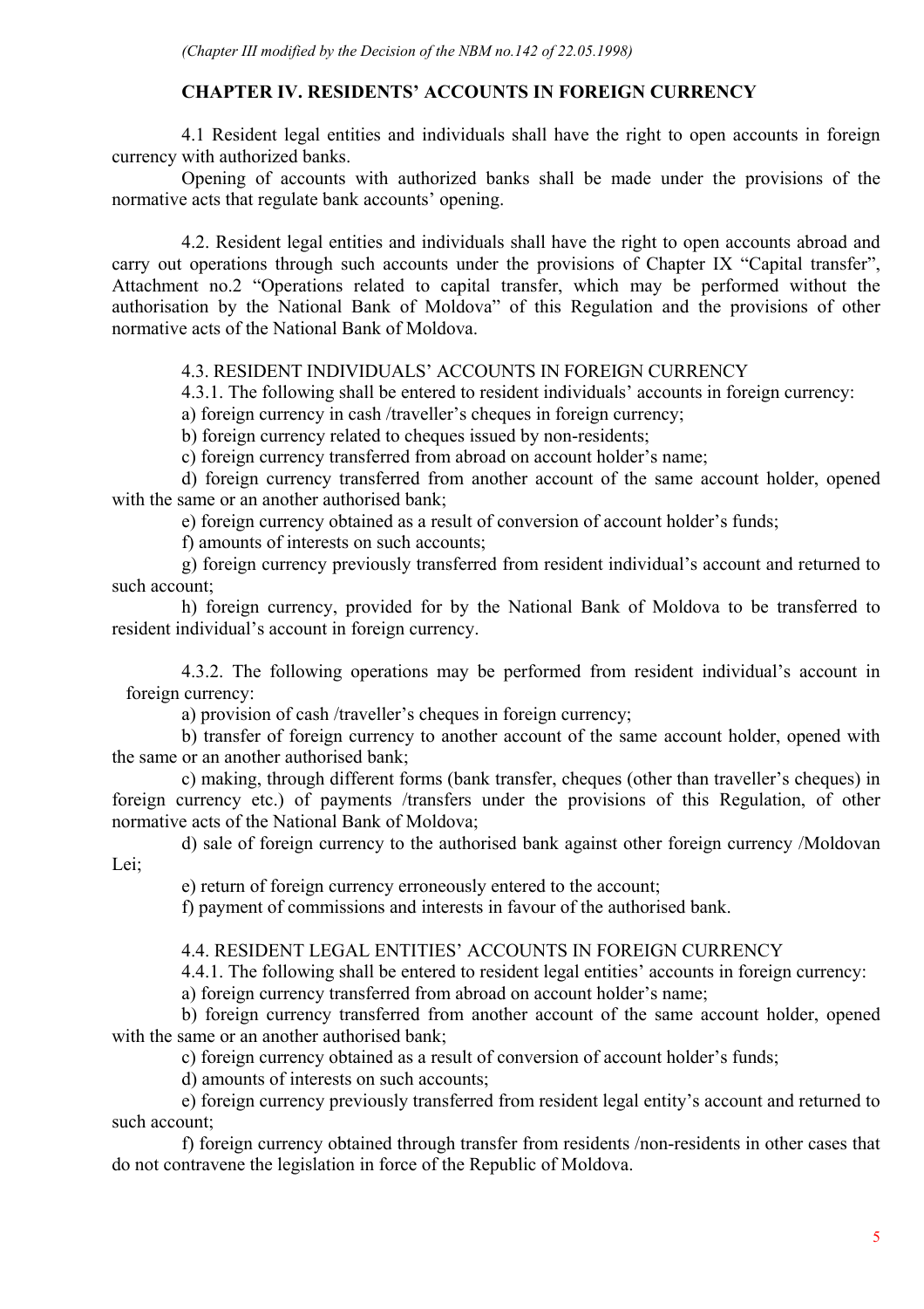*(Chapter III modified by the Decision of the NBM no.142 of 22.05.1998)*

## CHAPTER IV. RESIDENTS' ACCOUNTS IN FOREIGN CURRENCY

4.1 Resident legal entities and individuals shall have the right to open accounts in foreign currency with authorized banks.

Opening of accounts with authorized banks shall be made under the provisions of the normative acts that regulate bank accounts' opening.

4.2. Resident legal entities and individuals shall have the right to open accounts abroad and carry out operations through such accounts under the provisions of Chapter IX "Capital transfer", Attachment no.2 "Operations related to capital transfer, which may be performed without the authorisation by the National Bank of Moldova" of this Regulation and the provisions of other normative acts of the National Bank of Moldova.

4.3. RESIDENT INDIVIDUALS' ACCOUNTS IN FOREIGN CURRENCY

4.3.1. The following shall be entered to resident individuals' accounts in foreign currency:

a) foreign currency in cash /traveller's cheques in foreign currency;

b) foreign currency related to cheques issued by non-residents;

c) foreign currency transferred from abroad on account holder's name;

d) foreign currency transferred from another account of the same account holder, opened with the same or an another authorised bank;

e) foreign currency obtained as a result of conversion of account holder's funds;

f) amounts of interests on such accounts;

g) foreign currency previously transferred from resident individual's account and returned to such account;

h) foreign currency, provided for by the National Bank of Moldova to be transferred to resident individual's account in foreign currency.

4.3.2. The following operations may be performed from resident individual's account in foreign currency:

a) provision of cash /traveller's cheques in foreign currency;

b) transfer of foreign currency to another account of the same account holder, opened with the same or an another authorised bank;

c) making, through different forms (bank transfer, cheques (other than traveller's cheques) in foreign currency etc.) of payments /transfers under the provisions of this Regulation, of other normative acts of the National Bank of Moldova;

d) sale of foreign currency to the authorised bank against other foreign currency /Moldovan Lei;

e) return of foreign currency erroneously entered to the account;

f) payment of commissions and interests in favour of the authorised bank.

4.4. RESIDENT LEGAL ENTITIES' ACCOUNTS IN FOREIGN CURRENCY

4.4.1. The following shall be entered to resident legal entities' accounts in foreign currency:

a) foreign currency transferred from abroad on account holder's name;

b) foreign currency transferred from another account of the same account holder, opened with the same or an another authorised bank;

c) foreign currency obtained as a result of conversion of account holder's funds;

d) amounts of interests on such accounts;

e) foreign currency previously transferred from resident legal entity's account and returned to such account;

f) foreign currency obtained through transfer from residents /non-residents in other cases that do not contravene the legislation in force of the Republic of Moldova.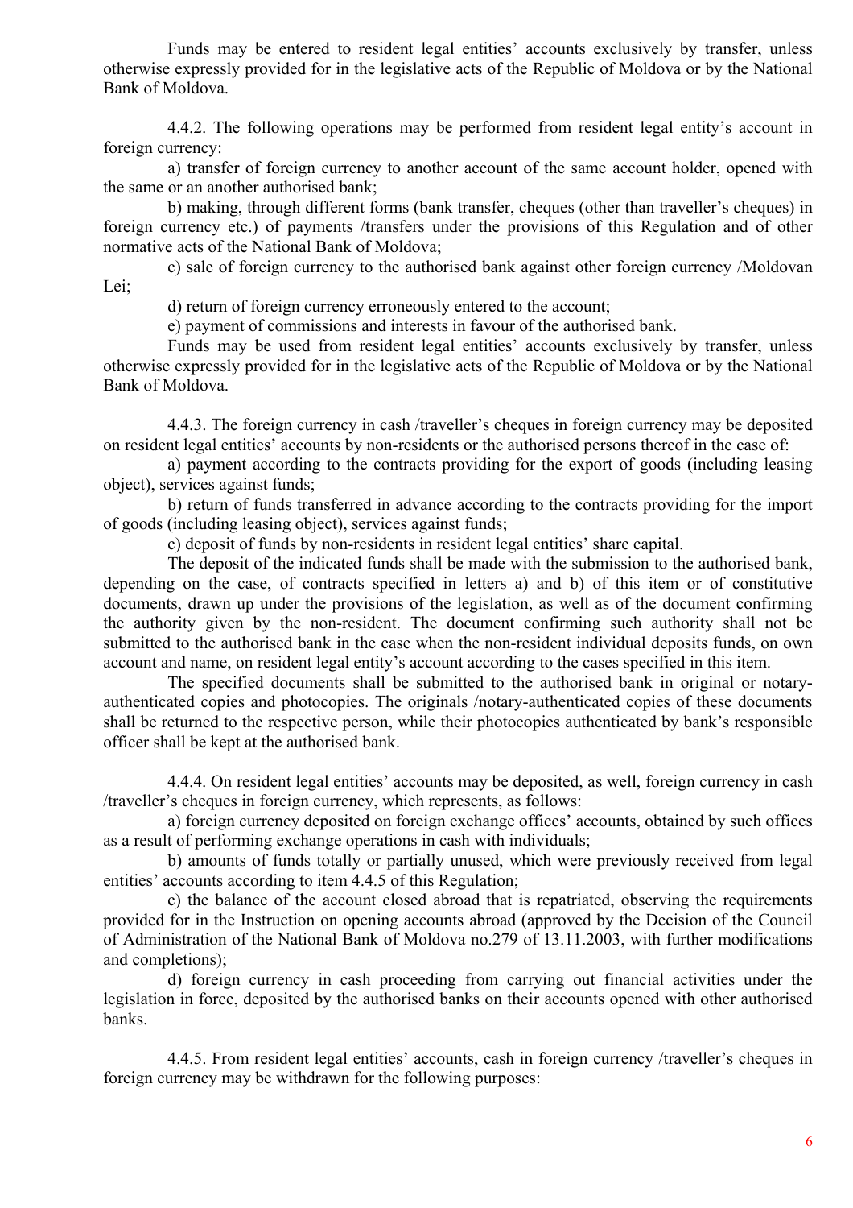Funds may be entered to resident legal entities' accounts exclusively by transfer, unless otherwise expressly provided for in the legislative acts of the Republic of Moldova or by the National Bank of Moldova.

4.4.2. The following operations may be performed from resident legal entity's account in foreign currency:

a) transfer of foreign currency to another account of the same account holder, opened with the same or an another authorised bank;

b) making, through different forms (bank transfer, cheques (other than traveller's cheques) in foreign currency etc.) of payments /transfers under the provisions of this Regulation and of other normative acts of the National Bank of Moldova;

c) sale of foreign currency to the authorised bank against other foreign currency /Moldovan Lei;

d) return of foreign currency erroneously entered to the account;

e) payment of commissions and interests in favour of the authorised bank.

Funds may be used from resident legal entities' accounts exclusively by transfer, unless otherwise expressly provided for in the legislative acts of the Republic of Moldova or by the National Bank of Moldova.

4.4.3. The foreign currency in cash /traveller's cheques in foreign currency may be deposited on resident legal entities' accounts by non-residents or the authorised persons thereof in the case of:

a) payment according to the contracts providing for the export of goods (including leasing object), services against funds;

b) return of funds transferred in advance according to the contracts providing for the import of goods (including leasing object), services against funds;

c) deposit of funds by non-residents in resident legal entities' share capital.

The deposit of the indicated funds shall be made with the submission to the authorised bank, depending on the case, of contracts specified in letters a) and b) of this item or of constitutive documents, drawn up under the provisions of the legislation, as well as of the document confirming the authority given by the non-resident. The document confirming such authority shall not be submitted to the authorised bank in the case when the non-resident individual deposits funds, on own account and name, on resident legal entity's account according to the cases specified in this item.

The specified documents shall be submitted to the authorised bank in original or notary-authenticated copies and photocopies. The originals /notary-authenticated copies of these documents shall be returned to the respective person, while their photocopies authenticated by bank's responsible officer shall be kept at the authorised bank.

4.4.4. On resident legal entities' accounts may be deposited, as well, foreign currency in cash /traveller's cheques in foreign currency, which represents, as follows:

a) foreign currency deposited on foreign exchange offices' accounts, obtained by such offices as a result of performing exchange operations in cash with individuals;

b) amounts of funds totally or partially unused, which were previously received from legal entities' accounts according to item 4.4.5 of this Regulation;

c) the balance of the account closed abroad that is repatriated, observing the requirements provided for in the Instruction on opening accounts abroad (approved by the Decision of the Council of Administration of the National Bank of Moldova no.279 of 13.11.2003, with further modifications and completions);

d) foreign currency in cash proceeding from carrying out financial activities under the legislation in force, deposited by the authorised banks on their accounts opened with other authorised banks.

4.4.5. From resident legal entities' accounts, cash in foreign currency /traveller's cheques in foreign currency may be withdrawn for the following purposes: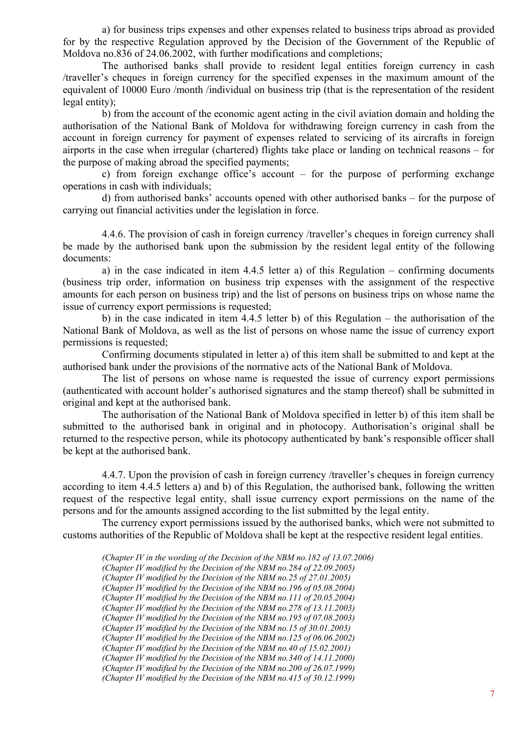a) for business trips expenses and other expenses related to business trips abroad as provided for by the respective Regulation approved by the Decision of the Government of the Republic of Moldova no.836 of 24.06.2002, with further modifications and completions;

The authorised banks shall provide to resident legal entities foreign currency in cash /traveller's cheques in foreign currency for the specified expenses in the maximum amount of the equivalent of 10000 Euro /month /individual on business trip (that is the representation of the resident legal entity);

b) from the account of the economic agent acting in the civil aviation domain and holding the authorisation of the National Bank of Moldova for withdrawing foreign currency in cash from the account in foreign currency for payment of expenses related to servicing of its aircrafts in foreign airports in the case when irregular (chartered) flights take place or landing on technical reasons – for the purpose of making abroad the specified payments;

c) from foreign exchange office's account – for the purpose of performing exchange operations in cash with individuals;

d) from authorised banks' accounts opened with other authorised banks – for the purpose of carrying out financial activities under the legislation in force.

4.4.6. The provision of cash in foreign currency /traveller's cheques in foreign currency shall be made by the authorised bank upon the submission by the resident legal entity of the following documents:

a) in the case indicated in item 4.4.5 letter a) of this Regulation – confirming documents (business trip order, information on business trip expenses with the assignment of the respective amounts for each person on business trip) and the list of persons on business trips on whose name the issue of currency export permissions is requested;

b) in the case indicated in item 4.4.5 letter b) of this Regulation – the authorisation of the National Bank of Moldova, as well as the list of persons on whose name the issue of currency export permissions is requested;

Confirming documents stipulated in letter a) of this item shall be submitted to and kept at the authorised bank under the provisions of the normative acts of the National Bank of Moldova.

The list of persons on whose name is requested the issue of currency export permissions (authenticated with account holder's authorised signatures and the stamp thereof) shall be submitted in original and kept at the authorised bank.

The authorisation of the National Bank of Moldova specified in letter b) of this item shall be submitted to the authorised bank in original and in photocopy. Authorisation's original shall be returned to the respective person, while its photocopy authenticated by bank's responsible officer shall be kept at the authorised bank.

4.4.7. Upon the provision of cash in foreign currency /traveller's cheques in foreign currency according to item 4.4.5 letters a) and b) of this Regulation, the authorised bank, following the written request of the respective legal entity, shall issue currency export permissions on the name of the persons and for the amounts assigned according to the list submitted by the legal entity.

The currency export permissions issued by the authorised banks, which were not submitted to customs authorities of the Republic of Moldova shall be kept at the respective resident legal entities.

*(Chapter IV in the wording of the Decision of the NBM no.182 of 13.07.2006)*
*(Chapter IV modified by the Decision of the NBM no.284 of 22.09.2005)*
*(Chapter IV modified by the Decision of the NBM no.25 of 27.01.2005)*
*(Chapter IV modified by the Decision of the NBM no.196 of 05.08.2004)*
*(Chapter IV modified by the Decision of the NBM no.111 of 20.05.2004)*
*(Chapter IV modified by the Decision of the NBM no.278 of 13.11.2003)*
*(Chapter IV modified by the Decision of the NBM no.195 of 07.08.2003)*
*(Chapter IV modified by the Decision of the NBM no.15 of 30.01.2003)*
*(Chapter IV modified by the Decision of the NBM no.125 of 06.06.2002)*
*(Chapter IV modified by the Decision of the NBM no.40 of 15.02.2001)*
*(Chapter IV modified by the Decision of the NBM no.340 of 14.11.2000)*
*(Chapter IV modified by the Decision of the NBM no.200 of 26.07.1999)*
*(Chapter IV modified by the Decision of the NBM no.415 of 30.12.1999)*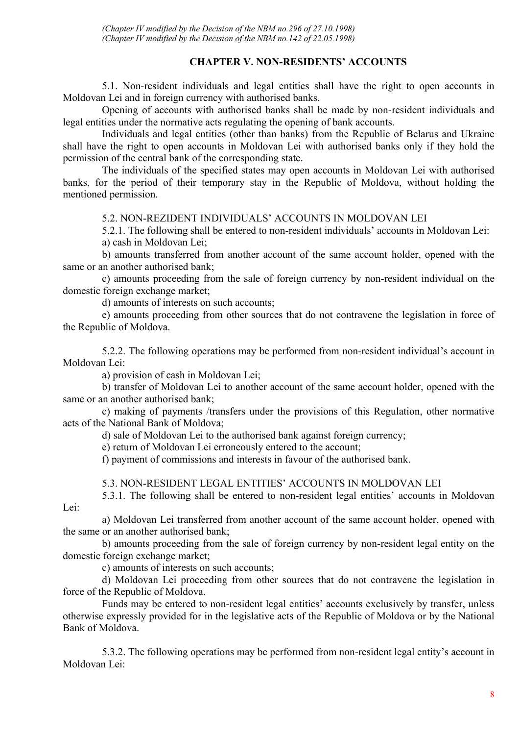*(Chapter IV modified by the Decision of the NBM no.296 of 27.10.1998)*
*(Chapter IV modified by the Decision of the NBM no.142 of 22.05.1998)*

## CHAPTER V. NON-RESIDENTS' ACCOUNTS

5.1. Non-resident individuals and legal entities shall have the right to open accounts in Moldovan Lei and in foreign currency with authorised banks.

Opening of accounts with authorised banks shall be made by non-resident individuals and legal entities under the normative acts regulating the opening of bank accounts.

Individuals and legal entities (other than banks) from the Republic of Belarus and Ukraine shall have the right to open accounts in Moldovan Lei with authorised banks only if they hold the permission of the central bank of the corresponding state.

The individuals of the specified states may open accounts in Moldovan Lei with authorised banks, for the period of their temporary stay in the Republic of Moldova, without holding the mentioned permission.

### 5.2. NON-REZIDENT INDIVIDUALS' ACCOUNTS IN MOLDOVAN LEI

5.2.1. The following shall be entered to non-resident individuals' accounts in Moldovan Lei:

a) cash in Moldovan Lei;

b) amounts transferred from another account of the same account holder, opened with the same or an another authorised bank;

c) amounts proceeding from the sale of foreign currency by non-resident individual on the domestic foreign exchange market;

d) amounts of interests on such accounts;

e) amounts proceeding from other sources that do not contravene the legislation in force of the Republic of Moldova.

5.2.2. The following operations may be performed from non-resident individual's account in Moldovan Lei:

a) provision of cash in Moldovan Lei;

b) transfer of Moldovan Lei to another account of the same account holder, opened with the same or an another authorised bank;

c) making of payments /transfers under the provisions of this Regulation, other normative acts of the National Bank of Moldova;

d) sale of Moldovan Lei to the authorised bank against foreign currency;

e) return of Moldovan Lei erroneously entered to the account;

f) payment of commissions and interests in favour of the authorised bank.

### 5.3. NON-RESIDENT LEGAL ENTITIES' ACCOUNTS IN MOLDOVAN LEI

5.3.1. The following shall be entered to non-resident legal entities' accounts in Moldovan Lei:

a) Moldovan Lei transferred from another account of the same account holder, opened with the same or an another authorised bank;

b) amounts proceeding from the sale of foreign currency by non-resident legal entity on the domestic foreign exchange market;

c) amounts of interests on such accounts;

d) Moldovan Lei proceeding from other sources that do not contravene the legislation in force of the Republic of Moldova.

Funds may be entered to non-resident legal entities' accounts exclusively by transfer, unless otherwise expressly provided for in the legislative acts of the Republic of Moldova or by the National Bank of Moldova.

5.3.2. The following operations may be performed from non-resident legal entity's account in Moldovan Lei: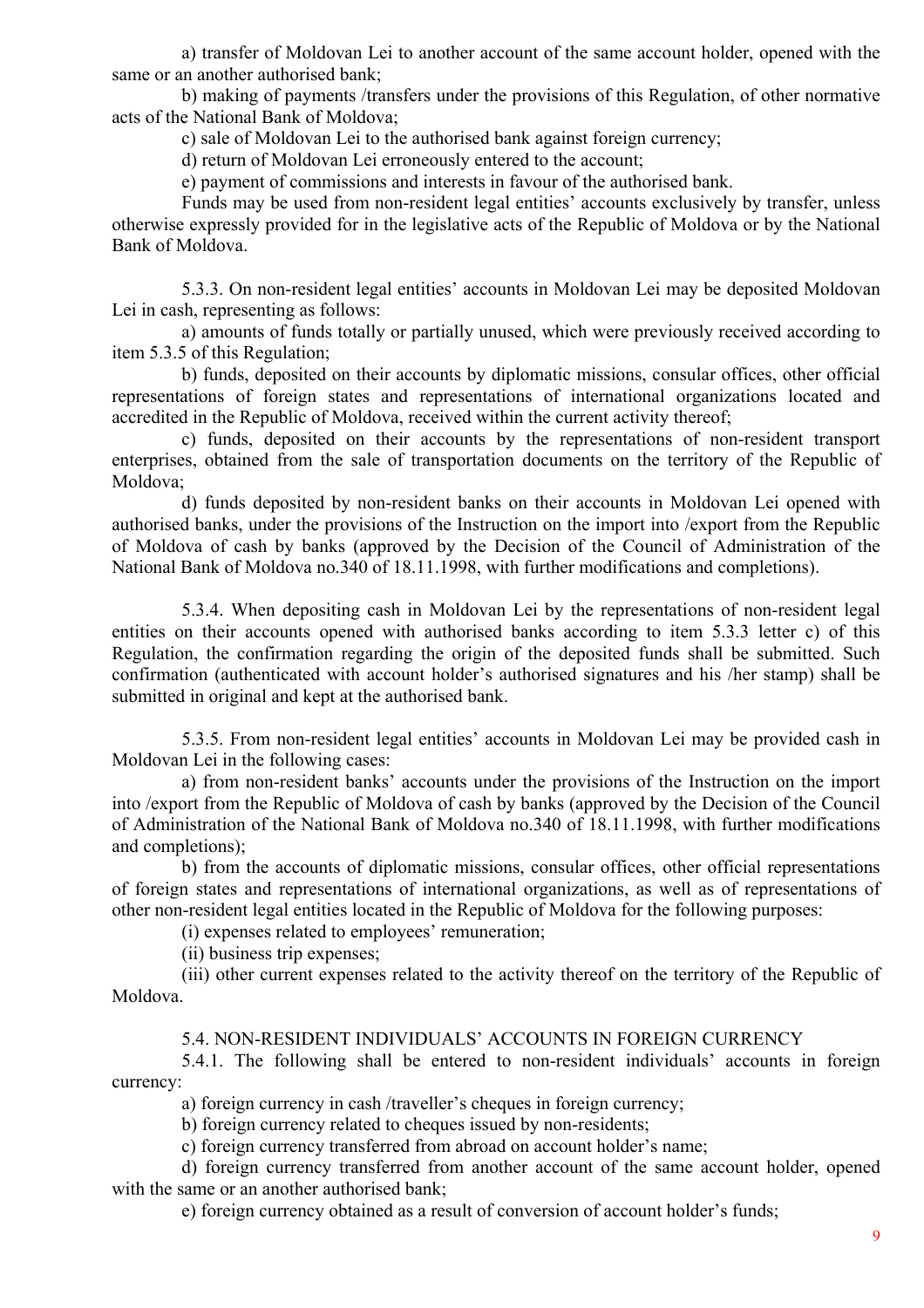a) transfer of Moldovan Lei to another account of the same account holder, opened with the same or an another authorised bank;

b) making of payments /transfers under the provisions of this Regulation, of other normative acts of the National Bank of Moldova;

c) sale of Moldovan Lei to the authorised bank against foreign currency;

d) return of Moldovan Lei erroneously entered to the account;

e) payment of commissions and interests in favour of the authorised bank.

Funds may be used from non-resident legal entities' accounts exclusively by transfer, unless otherwise expressly provided for in the legislative acts of the Republic of Moldova or by the National Bank of Moldova.

5.3.3. On non-resident legal entities' accounts in Moldovan Lei may be deposited Moldovan Lei in cash, representing as follows:

a) amounts of funds totally or partially unused, which were previously received according to item 5.3.5 of this Regulation;

b) funds, deposited on their accounts by diplomatic missions, consular offices, other official representations of foreign states and representations of international organizations located and accredited in the Republic of Moldova, received within the current activity thereof;

c) funds, deposited on their accounts by the representations of non-resident transport enterprises, obtained from the sale of transportation documents on the territory of the Republic of Moldova;

d) funds deposited by non-resident banks on their accounts in Moldovan Lei opened with authorised banks, under the provisions of the Instruction on the import into /export from the Republic of Moldova of cash by banks (approved by the Decision of the Council of Administration of the National Bank of Moldova no.340 of 18.11.1998, with further modifications and completions).

5.3.4. When depositing cash in Moldovan Lei by the representations of non-resident legal entities on their accounts opened with authorised banks according to item 5.3.3 letter c) of this Regulation, the confirmation regarding the origin of the deposited funds shall be submitted. Such confirmation (authenticated with account holder's authorised signatures and his /her stamp) shall be submitted in original and kept at the authorised bank.

5.3.5. From non-resident legal entities' accounts in Moldovan Lei may be provided cash in Moldovan Lei in the following cases:

a) from non-resident banks' accounts under the provisions of the Instruction on the import into /export from the Republic of Moldova of cash by banks (approved by the Decision of the Council of Administration of the National Bank of Moldova no.340 of 18.11.1998, with further modifications and completions);

b) from the accounts of diplomatic missions, consular offices, other official representations of foreign states and representations of international organizations, as well as of representations of other non-resident legal entities located in the Republic of Moldova for the following purposes:

(i) expenses related to employees' remuneration;

(ii) business trip expenses;

(iii) other current expenses related to the activity thereof on the territory of the Republic of Moldova.

5.4. NON-RESIDENT INDIVIDUALS' ACCOUNTS IN FOREIGN CURRENCY

5.4.1. The following shall be entered to non-resident individuals' accounts in foreign currency:

a) foreign currency in cash /traveller's cheques in foreign currency;

b) foreign currency related to cheques issued by non-residents;

c) foreign currency transferred from abroad on account holder's name;

d) foreign currency transferred from another account of the same account holder, opened with the same or an another authorised bank;

e) foreign currency obtained as a result of conversion of account holder's funds;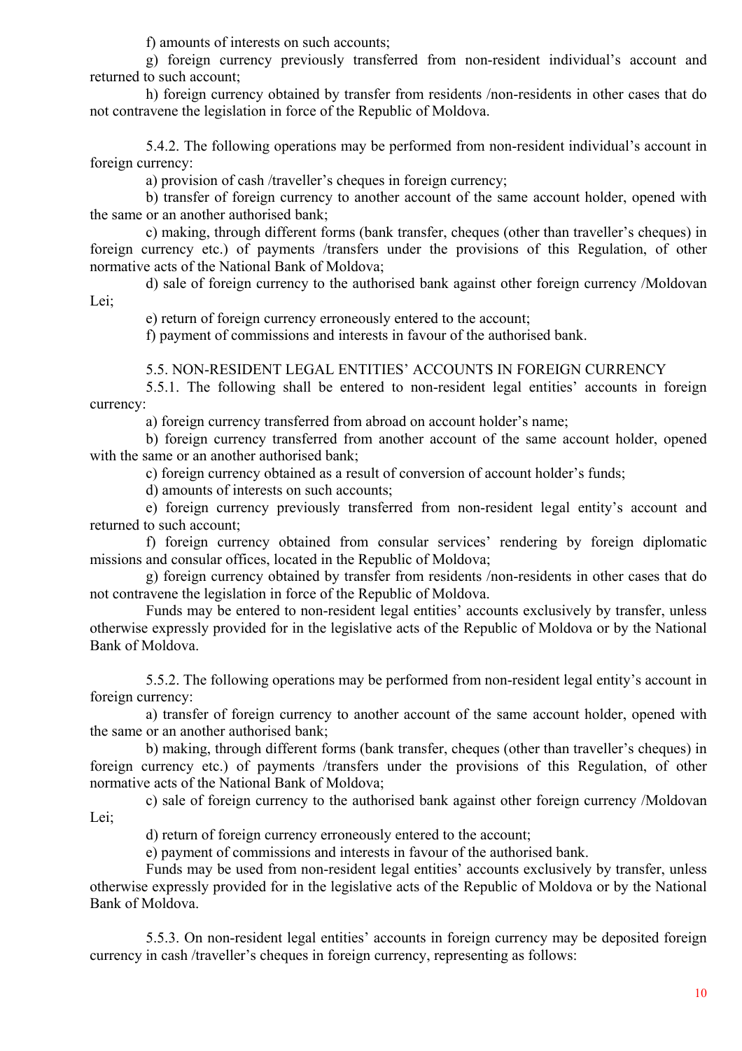f) amounts of interests on such accounts;

g) foreign currency previously transferred from non-resident individual's account and returned to such account;

h) foreign currency obtained by transfer from residents /non-residents in other cases that do not contravene the legislation in force of the Republic of Moldova.

5.4.2. The following operations may be performed from non-resident individual's account in foreign currency:

a) provision of cash /traveller's cheques in foreign currency;

b) transfer of foreign currency to another account of the same account holder, opened with the same or an another authorised bank;

c) making, through different forms (bank transfer, cheques (other than traveller's cheques) in foreign currency etc.) of payments /transfers under the provisions of this Regulation, of other normative acts of the National Bank of Moldova;

d) sale of foreign currency to the authorised bank against other foreign currency /Moldovan Lei;

e) return of foreign currency erroneously entered to the account;

f) payment of commissions and interests in favour of the authorised bank.

5.5. NON-RESIDENT LEGAL ENTITIES' ACCOUNTS IN FOREIGN CURRENCY

5.5.1. The following shall be entered to non-resident legal entities' accounts in foreign currency:

a) foreign currency transferred from abroad on account holder's name;

b) foreign currency transferred from another account of the same account holder, opened with the same or an another authorised bank;

c) foreign currency obtained as a result of conversion of account holder's funds;

d) amounts of interests on such accounts;

e) foreign currency previously transferred from non-resident legal entity's account and returned to such account;

f) foreign currency obtained from consular services' rendering by foreign diplomatic missions and consular offices, located in the Republic of Moldova;

g) foreign currency obtained by transfer from residents /non-residents in other cases that do not contravene the legislation in force of the Republic of Moldova.

Funds may be entered to non-resident legal entities' accounts exclusively by transfer, unless otherwise expressly provided for in the legislative acts of the Republic of Moldova or by the National Bank of Moldova.

5.5.2. The following operations may be performed from non-resident legal entity's account in foreign currency:

a) transfer of foreign currency to another account of the same account holder, opened with the same or an another authorised bank;

b) making, through different forms (bank transfer, cheques (other than traveller's cheques) in foreign currency etc.) of payments /transfers under the provisions of this Regulation, of other normative acts of the National Bank of Moldova;

c) sale of foreign currency to the authorised bank against other foreign currency /Moldovan Lei;

d) return of foreign currency erroneously entered to the account;

e) payment of commissions and interests in favour of the authorised bank.

Funds may be used from non-resident legal entities' accounts exclusively by transfer, unless otherwise expressly provided for in the legislative acts of the Republic of Moldova or by the National Bank of Moldova.

5.5.3. On non-resident legal entities' accounts in foreign currency may be deposited foreign currency in cash /traveller's cheques in foreign currency, representing as follows: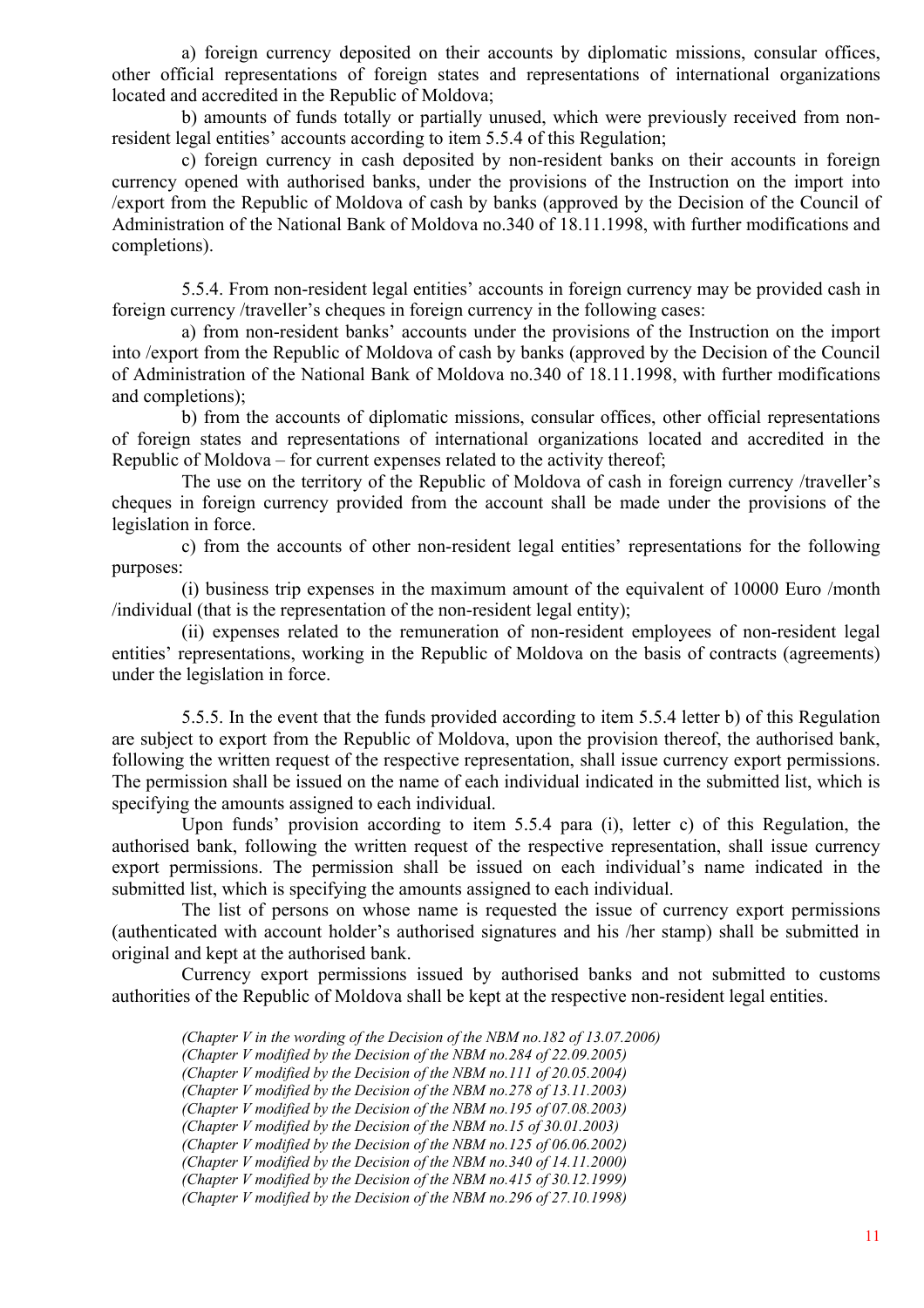a) foreign currency deposited on their accounts by diplomatic missions, consular offices, other official representations of foreign states and representations of international organizations located and accredited in the Republic of Moldova;

b) amounts of funds totally or partially unused, which were previously received from non-resident legal entities' accounts according to item 5.5.4 of this Regulation;

c) foreign currency in cash deposited by non-resident banks on their accounts in foreign currency opened with authorised banks, under the provisions of the Instruction on the import into /export from the Republic of Moldova of cash by banks (approved by the Decision of the Council of Administration of the National Bank of Moldova no.340 of 18.11.1998, with further modifications and completions).

5.5.4. From non-resident legal entities' accounts in foreign currency may be provided cash in foreign currency /traveller's cheques in foreign currency in the following cases:

a) from non-resident banks' accounts under the provisions of the Instruction on the import into /export from the Republic of Moldova of cash by banks (approved by the Decision of the Council of Administration of the National Bank of Moldova no.340 of 18.11.1998, with further modifications and completions);

b) from the accounts of diplomatic missions, consular offices, other official representations of foreign states and representations of international organizations located and accredited in the Republic of Moldova – for current expenses related to the activity thereof;

The use on the territory of the Republic of Moldova of cash in foreign currency /traveller's cheques in foreign currency provided from the account shall be made under the provisions of the legislation in force.

c) from the accounts of other non-resident legal entities' representations for the following purposes:

(i) business trip expenses in the maximum amount of the equivalent of 10000 Euro /month /individual (that is the representation of the non-resident legal entity);

(ii) expenses related to the remuneration of non-resident employees of non-resident legal entities' representations, working in the Republic of Moldova on the basis of contracts (agreements) under the legislation in force.

5.5.5. In the event that the funds provided according to item 5.5.4 letter b) of this Regulation are subject to export from the Republic of Moldova, upon the provision thereof, the authorised bank, following the written request of the respective representation, shall issue currency export permissions. The permission shall be issued on the name of each individual indicated in the submitted list, which is specifying the amounts assigned to each individual.

Upon funds' provision according to item 5.5.4 para (i), letter c) of this Regulation, the authorised bank, following the written request of the respective representation, shall issue currency export permissions. The permission shall be issued on each individual's name indicated in the submitted list, which is specifying the amounts assigned to each individual.

The list of persons on whose name is requested the issue of currency export permissions (authenticated with account holder's authorised signatures and his /her stamp) shall be submitted in original and kept at the authorised bank.

Currency export permissions issued by authorised banks and not submitted to customs authorities of the Republic of Moldova shall be kept at the respective non-resident legal entities.

*(Chapter V in the wording of the Decision of the NBM no.182 of 13.07.2006)*
*(Chapter V modified by the Decision of the NBM no.284 of 22.09.2005)*
*(Chapter V modified by the Decision of the NBM no.111 of 20.05.2004)*
*(Chapter V modified by the Decision of the NBM no.278 of 13.11.2003)*
*(Chapter V modified by the Decision of the NBM no.195 of 07.08.2003)*
*(Chapter V modified by the Decision of the NBM no.15 of 30.01.2003)*
*(Chapter V modified by the Decision of the NBM no.125 of 06.06.2002)*
*(Chapter V modified by the Decision of the NBM no.340 of 14.11.2000)*
*(Chapter V modified by the Decision of the NBM no.415 of 30.12.1999)*
*(Chapter V modified by the Decision of the NBM no.296 of 27.10.1998)*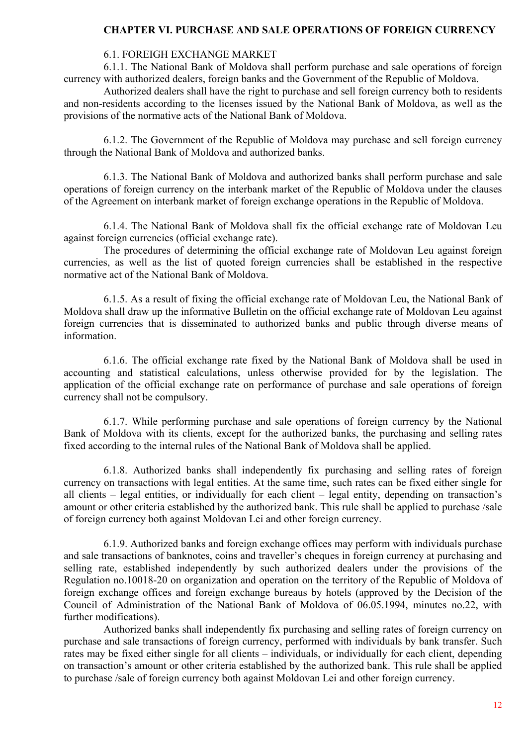## CHAPTER VI. PURCHASE AND SALE OPERATIONS OF FOREIGN CURRENCY

### 6.1. FOREIGH EXCHANGE MARKET

6.1.1. The National Bank of Moldova shall perform purchase and sale operations of foreign currency with authorized dealers, foreign banks and the Government of the Republic of Moldova.

Authorized dealers shall have the right to purchase and sell foreign currency both to residents and non-residents according to the licenses issued by the National Bank of Moldova, as well as the provisions of the normative acts of the National Bank of Moldova.

6.1.2. The Government of the Republic of Moldova may purchase and sell foreign currency through the National Bank of Moldova and authorized banks.

6.1.3. The National Bank of Moldova and authorized banks shall perform purchase and sale operations of foreign currency on the interbank market of the Republic of Moldova under the clauses of the Agreement on interbank market of foreign exchange operations in the Republic of Moldova.

6.1.4. The National Bank of Moldova shall fix the official exchange rate of Moldovan Leu against foreign currencies (official exchange rate).

The procedures of determining the official exchange rate of Moldovan Leu against foreign currencies, as well as the list of quoted foreign currencies shall be established in the respective normative act of the National Bank of Moldova.

6.1.5. As a result of fixing the official exchange rate of Moldovan Leu, the National Bank of Moldova shall draw up the informative Bulletin on the official exchange rate of Moldovan Leu against foreign currencies that is disseminated to authorized banks and public through diverse means of information.

6.1.6. The official exchange rate fixed by the National Bank of Moldova shall be used in accounting and statistical calculations, unless otherwise provided for by the legislation. The application of the official exchange rate on performance of purchase and sale operations of foreign currency shall not be compulsory.

6.1.7. While performing purchase and sale operations of foreign currency by the National Bank of Moldova with its clients, except for the authorized banks, the purchasing and selling rates fixed according to the internal rules of the National Bank of Moldova shall be applied.

6.1.8. Authorized banks shall independently fix purchasing and selling rates of foreign currency on transactions with legal entities. At the same time, such rates can be fixed either single for all clients – legal entities, or individually for each client – legal entity, depending on transaction's amount or other criteria established by the authorized bank. This rule shall be applied to purchase /sale of foreign currency both against Moldovan Lei and other foreign currency.

6.1.9. Authorized banks and foreign exchange offices may perform with individuals purchase and sale transactions of banknotes, coins and traveller's cheques in foreign currency at purchasing and selling rate, established independently by such authorized dealers under the provisions of the Regulation no.10018-20 on organization and operation on the territory of the Republic of Moldova of foreign exchange offices and foreign exchange bureaus by hotels (approved by the Decision of the Council of Administration of the National Bank of Moldova of 06.05.1994, minutes no.22, with further modifications).

Authorized banks shall independently fix purchasing and selling rates of foreign currency on purchase and sale transactions of foreign currency, performed with individuals by bank transfer. Such rates may be fixed either single for all clients – individuals, or individually for each client, depending on transaction's amount or other criteria established by the authorized bank. This rule shall be applied to purchase /sale of foreign currency both against Moldovan Lei and other foreign currency.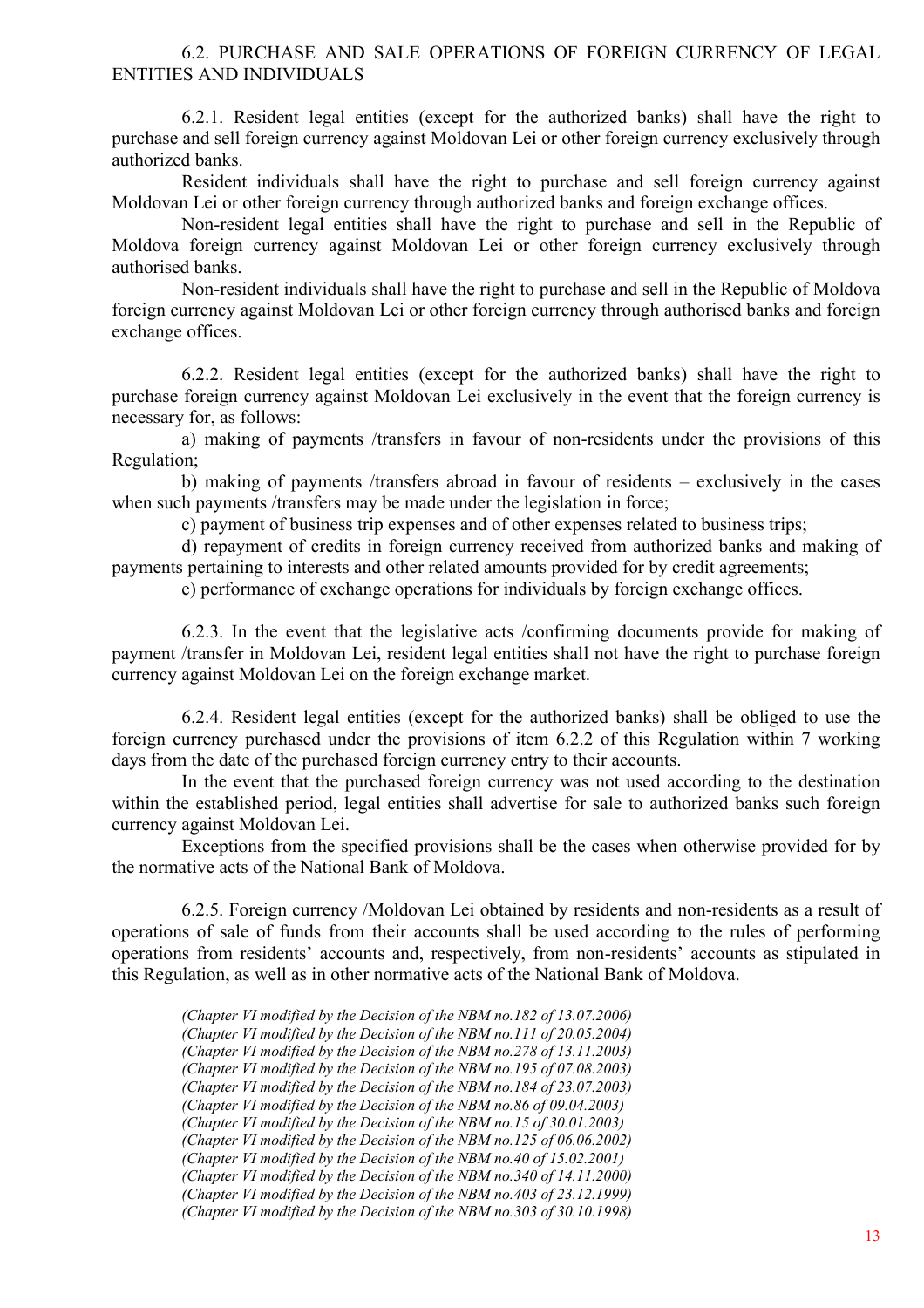## 6.2. PURCHASE AND SALE OPERATIONS OF FOREIGN CURRENCY OF LEGAL ENTITIES AND INDIVIDUALS

6.2.1. Resident legal entities (except for the authorized banks) shall have the right to purchase and sell foreign currency against Moldovan Lei or other foreign currency exclusively through authorized banks.

Resident individuals shall have the right to purchase and sell foreign currency against Moldovan Lei or other foreign currency through authorized banks and foreign exchange offices.

Non-resident legal entities shall have the right to purchase and sell in the Republic of Moldova foreign currency against Moldovan Lei or other foreign currency exclusively through authorised banks.

Non-resident individuals shall have the right to purchase and sell in the Republic of Moldova foreign currency against Moldovan Lei or other foreign currency through authorised banks and foreign exchange offices.

6.2.2. Resident legal entities (except for the authorized banks) shall have the right to purchase foreign currency against Moldovan Lei exclusively in the event that the foreign currency is necessary for, as follows:

a) making of payments /transfers in favour of non-residents under the provisions of this Regulation;

b) making of payments /transfers abroad in favour of residents – exclusively in the cases when such payments /transfers may be made under the legislation in force;

c) payment of business trip expenses and of other expenses related to business trips;

d) repayment of credits in foreign currency received from authorized banks and making of payments pertaining to interests and other related amounts provided for by credit agreements;

e) performance of exchange operations for individuals by foreign exchange offices.

6.2.3. In the event that the legislative acts /confirming documents provide for making of payment /transfer in Moldovan Lei, resident legal entities shall not have the right to purchase foreign currency against Moldovan Lei on the foreign exchange market.

6.2.4. Resident legal entities (except for the authorized banks) shall be obliged to use the foreign currency purchased under the provisions of item 6.2.2 of this Regulation within 7 working days from the date of the purchased foreign currency entry to their accounts.

In the event that the purchased foreign currency was not used according to the destination within the established period, legal entities shall advertise for sale to authorized banks such foreign currency against Moldovan Lei.

Exceptions from the specified provisions shall be the cases when otherwise provided for by the normative acts of the National Bank of Moldova.

6.2.5. Foreign currency /Moldovan Lei obtained by residents and non-residents as a result of operations of sale of funds from their accounts shall be used according to the rules of performing operations from residents' accounts and, respectively, from non-residents' accounts as stipulated in this Regulation, as well as in other normative acts of the National Bank of Moldova.

*(Chapter VI modified by the Decision of the NBM no.182 of 13.07.2006)*
*(Chapter VI modified by the Decision of the NBM no.111 of 20.05.2004)*
*(Chapter VI modified by the Decision of the NBM no.278 of 13.11.2003)*
*(Chapter VI modified by the Decision of the NBM no.195 of 07.08.2003)*
*(Chapter VI modified by the Decision of the NBM no.184 of 23.07.2003)*
*(Chapter VI modified by the Decision of the NBM no.86 of 09.04.2003)*
*(Chapter VI modified by the Decision of the NBM no.15 of 30.01.2003)*
*(Chapter VI modified by the Decision of the NBM no.125 of 06.06.2002)*
*(Chapter VI modified by the Decision of the NBM no.40 of 15.02.2001)*
*(Chapter VI modified by the Decision of the NBM no.340 of 14.11.2000)*
*(Chapter VI modified by the Decision of the NBM no.403 of 23.12.1999)*
*(Chapter VI modified by the Decision of the NBM no.303 of 30.10.1998)*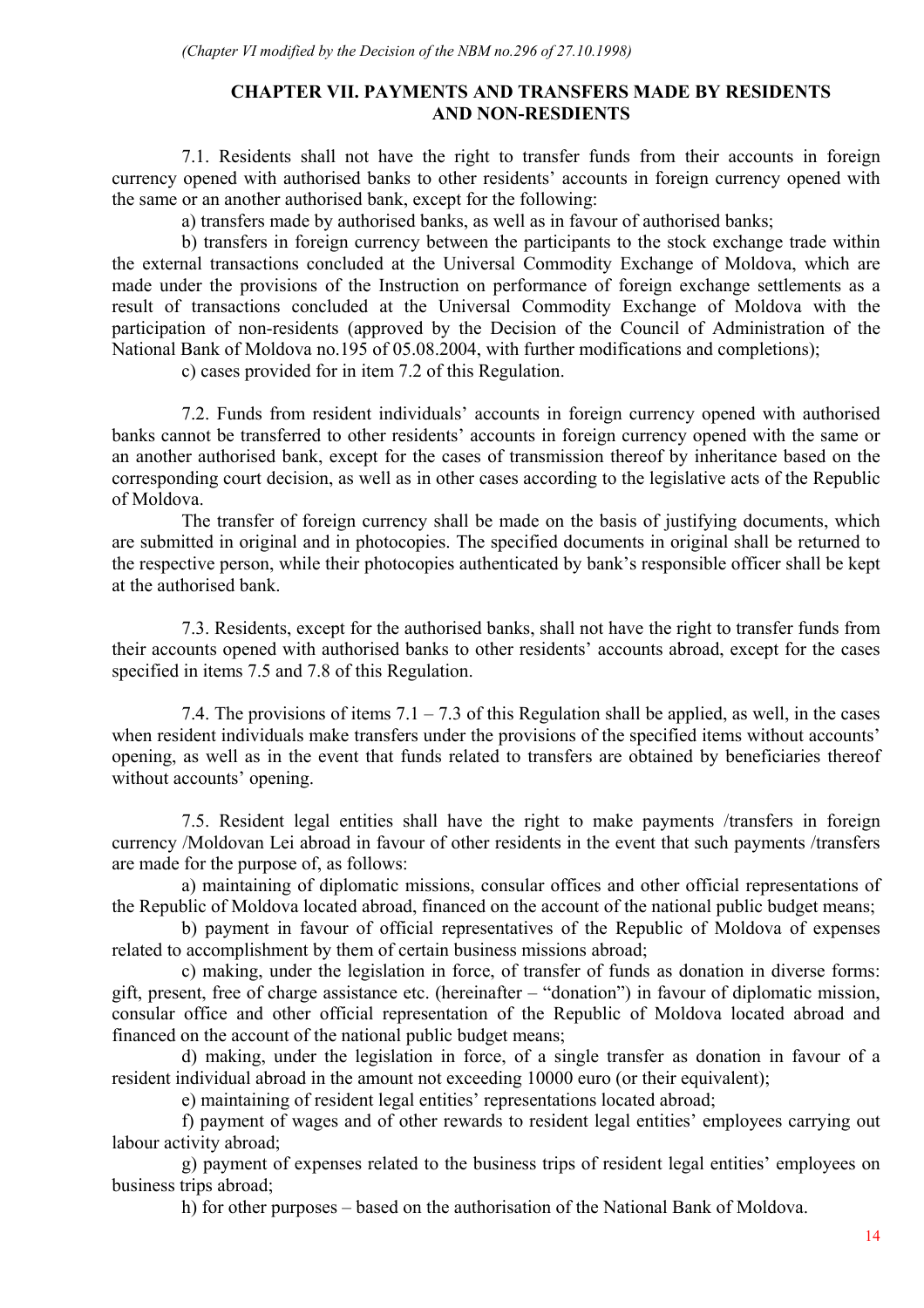*(Chapter VI modified by the Decision of the NBM no.296 of 27.10.1998)*

## CHAPTER VII. PAYMENTS AND TRANSFERS MADE BY RESIDENTS AND NON-RESDIENTS

7.1. Residents shall not have the right to transfer funds from their accounts in foreign currency opened with authorised banks to other residents' accounts in foreign currency opened with the same or an another authorised bank, except for the following:

a) transfers made by authorised banks, as well as in favour of authorised banks;

b) transfers in foreign currency between the participants to the stock exchange trade within the external transactions concluded at the Universal Commodity Exchange of Moldova, which are made under the provisions of the Instruction on performance of foreign exchange settlements as a result of transactions concluded at the Universal Commodity Exchange of Moldova with the participation of non-residents (approved by the Decision of the Council of Administration of the National Bank of Moldova no.195 of 05.08.2004, with further modifications and completions);

c) cases provided for in item 7.2 of this Regulation.

7.2. Funds from resident individuals' accounts in foreign currency opened with authorised banks cannot be transferred to other residents' accounts in foreign currency opened with the same or an another authorised bank, except for the cases of transmission thereof by inheritance based on the corresponding court decision, as well as in other cases according to the legislative acts of the Republic of Moldova.

The transfer of foreign currency shall be made on the basis of justifying documents, which are submitted in original and in photocopies. The specified documents in original shall be returned to the respective person, while their photocopies authenticated by bank's responsible officer shall be kept at the authorised bank.

7.3. Residents, except for the authorised banks, shall not have the right to transfer funds from their accounts opened with authorised banks to other residents' accounts abroad, except for the cases specified in items 7.5 and 7.8 of this Regulation.

7.4. The provisions of items 7.1 – 7.3 of this Regulation shall be applied, as well, in the cases when resident individuals make transfers under the provisions of the specified items without accounts' opening, as well as in the event that funds related to transfers are obtained by beneficiaries thereof without accounts' opening.

7.5. Resident legal entities shall have the right to make payments /transfers in foreign currency /Moldovan Lei abroad in favour of other residents in the event that such payments /transfers are made for the purpose of, as follows:

a) maintaining of diplomatic missions, consular offices and other official representations of the Republic of Moldova located abroad, financed on the account of the national public budget means;

b) payment in favour of official representatives of the Republic of Moldova of expenses related to accomplishment by them of certain business missions abroad;

c) making, under the legislation in force, of transfer of funds as donation in diverse forms: gift, present, free of charge assistance etc. (hereinafter – "donation") in favour of diplomatic mission, consular office and other official representation of the Republic of Moldova located abroad and financed on the account of the national public budget means;

d) making, under the legislation in force, of a single transfer as donation in favour of a resident individual abroad in the amount not exceeding 10000 euro (or their equivalent);

e) maintaining of resident legal entities' representations located abroad;

f) payment of wages and of other rewards to resident legal entities' employees carrying out labour activity abroad;

g) payment of expenses related to the business trips of resident legal entities' employees on business trips abroad;

h) for other purposes – based on the authorisation of the National Bank of Moldova.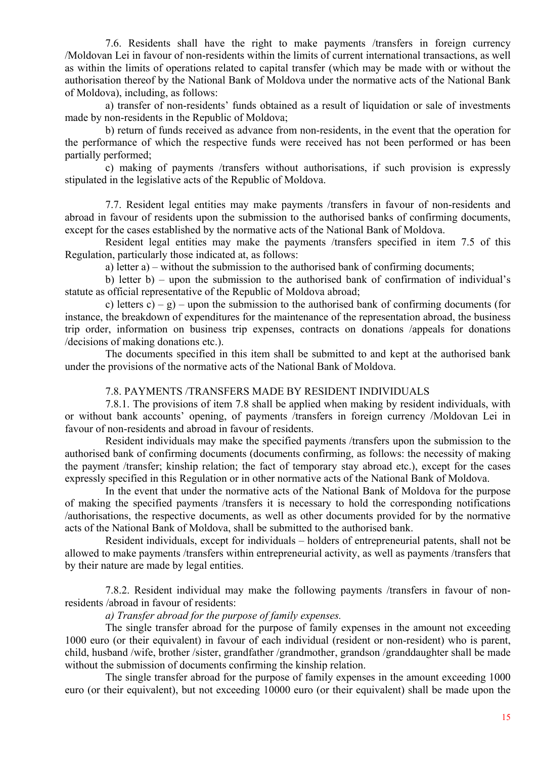7.6. Residents shall have the right to make payments /transfers in foreign currency /Moldovan Lei in favour of non-residents within the limits of current international transactions, as well as within the limits of operations related to capital transfer (which may be made with or without the authorisation thereof by the National Bank of Moldova under the normative acts of the National Bank of Moldova), including, as follows:

a) transfer of non-residents' funds obtained as a result of liquidation or sale of investments made by non-residents in the Republic of Moldova;

b) return of funds received as advance from non-residents, in the event that the operation for the performance of which the respective funds were received has not been performed or has been partially performed;

c) making of payments /transfers without authorisations, if such provision is expressly stipulated in the legislative acts of the Republic of Moldova.

7.7. Resident legal entities may make payments /transfers in favour of non-residents and abroad in favour of residents upon the submission to the authorised banks of confirming documents, except for the cases established by the normative acts of the National Bank of Moldova.

Resident legal entities may make the payments /transfers specified in item 7.5 of this Regulation, particularly those indicated at, as follows:

a) letter a) – without the submission to the authorised bank of confirming documents;

b) letter b) – upon the submission to the authorised bank of confirmation of individual's statute as official representative of the Republic of Moldova abroad;

c) letters c) – g) – upon the submission to the authorised bank of confirming documents (for instance, the breakdown of expenditures for the maintenance of the representation abroad, the business trip order, information on business trip expenses, contracts on donations /appeals for donations /decisions of making donations etc.).

The documents specified in this item shall be submitted to and kept at the authorised bank under the provisions of the normative acts of the National Bank of Moldova.

7.8. PAYMENTS /TRANSFERS MADE BY RESIDENT INDIVIDUALS

7.8.1. The provisions of item 7.8 shall be applied when making by resident individuals, with or without bank accounts' opening, of payments /transfers in foreign currency /Moldovan Lei in favour of non-residents and abroad in favour of residents.

Resident individuals may make the specified payments /transfers upon the submission to the authorised bank of confirming documents (documents confirming, as follows: the necessity of making the payment /transfer; kinship relation; the fact of temporary stay abroad etc.), except for the cases expressly specified in this Regulation or in other normative acts of the National Bank of Moldova.

In the event that under the normative acts of the National Bank of Moldova for the purpose of making the specified payments /transfers it is necessary to hold the corresponding notifications /authorisations, the respective documents, as well as other documents provided for by the normative acts of the National Bank of Moldova, shall be submitted to the authorised bank.

Resident individuals, except for individuals – holders of entrepreneurial patents, shall not be allowed to make payments /transfers within entrepreneurial activity, as well as payments /transfers that by their nature are made by legal entities.

7.8.2. Resident individual may make the following payments /transfers in favour of non-residents /abroad in favour of residents:

*a) Transfer abroad for the purpose of family expenses.*

The single transfer abroad for the purpose of family expenses in the amount not exceeding 1000 euro (or their equivalent) in favour of each individual (resident or non-resident) who is parent, child, husband /wife, brother /sister, grandfather /grandmother, grandson /granddaughter shall be made without the submission of documents confirming the kinship relation.

The single transfer abroad for the purpose of family expenses in the amount exceeding 1000 euro (or their equivalent), but not exceeding 10000 euro (or their equivalent) shall be made upon the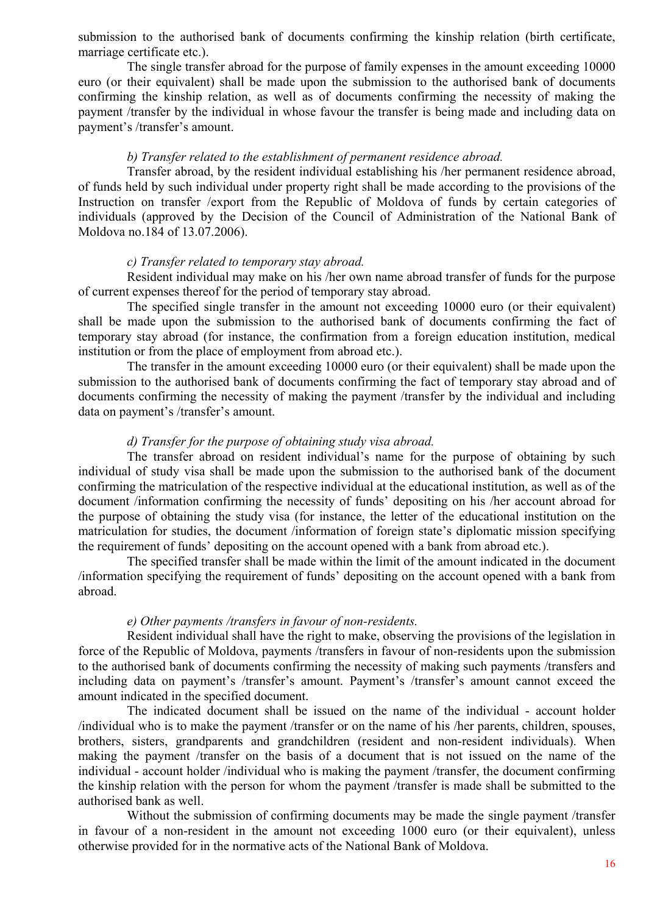submission to the authorised bank of documents confirming the kinship relation (birth certificate, marriage certificate etc.).

The single transfer abroad for the purpose of family expenses in the amount exceeding 10000 euro (or their equivalent) shall be made upon the submission to the authorised bank of documents confirming the kinship relation, as well as of documents confirming the necessity of making the payment /transfer by the individual in whose favour the transfer is being made and including data on payment's /transfer's amount.

*b) Transfer related to the establishment of permanent residence abroad.*

Transfer abroad, by the resident individual establishing his /her permanent residence abroad, of funds held by such individual under property right shall be made according to the provisions of the Instruction on transfer /export from the Republic of Moldova of funds by certain categories of individuals (approved by the Decision of the Council of Administration of the National Bank of Moldova no.184 of 13.07.2006).

*c) Transfer related to temporary stay abroad.*

Resident individual may make on his /her own name abroad transfer of funds for the purpose of current expenses thereof for the period of temporary stay abroad.

The specified single transfer in the amount not exceeding 10000 euro (or their equivalent) shall be made upon the submission to the authorised bank of documents confirming the fact of temporary stay abroad (for instance, the confirmation from a foreign education institution, medical institution or from the place of employment from abroad etc.).

The transfer in the amount exceeding 10000 euro (or their equivalent) shall be made upon the submission to the authorised bank of documents confirming the fact of temporary stay abroad and of documents confirming the necessity of making the payment /transfer by the individual and including data on payment's /transfer's amount.

*d) Transfer for the purpose of obtaining study visa abroad.*

The transfer abroad on resident individual's name for the purpose of obtaining by such individual of study visa shall be made upon the submission to the authorised bank of the document confirming the matriculation of the respective individual at the educational institution, as well as of the document /information confirming the necessity of funds' depositing on his /her account abroad for the purpose of obtaining the study visa (for instance, the letter of the educational institution on the matriculation for studies, the document /information of foreign state's diplomatic mission specifying the requirement of funds' depositing on the account opened with a bank from abroad etc.).

The specified transfer shall be made within the limit of the amount indicated in the document /information specifying the requirement of funds' depositing on the account opened with a bank from abroad.

*e) Other payments /transfers in favour of non-residents.*

Resident individual shall have the right to make, observing the provisions of the legislation in force of the Republic of Moldova, payments /transfers in favour of non-residents upon the submission to the authorised bank of documents confirming the necessity of making such payments /transfers and including data on payment's /transfer's amount. Payment's /transfer's amount cannot exceed the amount indicated in the specified document.

The indicated document shall be issued on the name of the individual - account holder /individual who is to make the payment /transfer or on the name of his /her parents, children, spouses, brothers, sisters, grandparents and grandchildren (resident and non-resident individuals). When making the payment /transfer on the basis of a document that is not issued on the name of the individual - account holder /individual who is making the payment /transfer, the document confirming the kinship relation with the person for whom the payment /transfer is made shall be submitted to the authorised bank as well.

Without the submission of confirming documents may be made the single payment /transfer in favour of a non-resident in the amount not exceeding 1000 euro (or their equivalent), unless otherwise provided for in the normative acts of the National Bank of Moldova.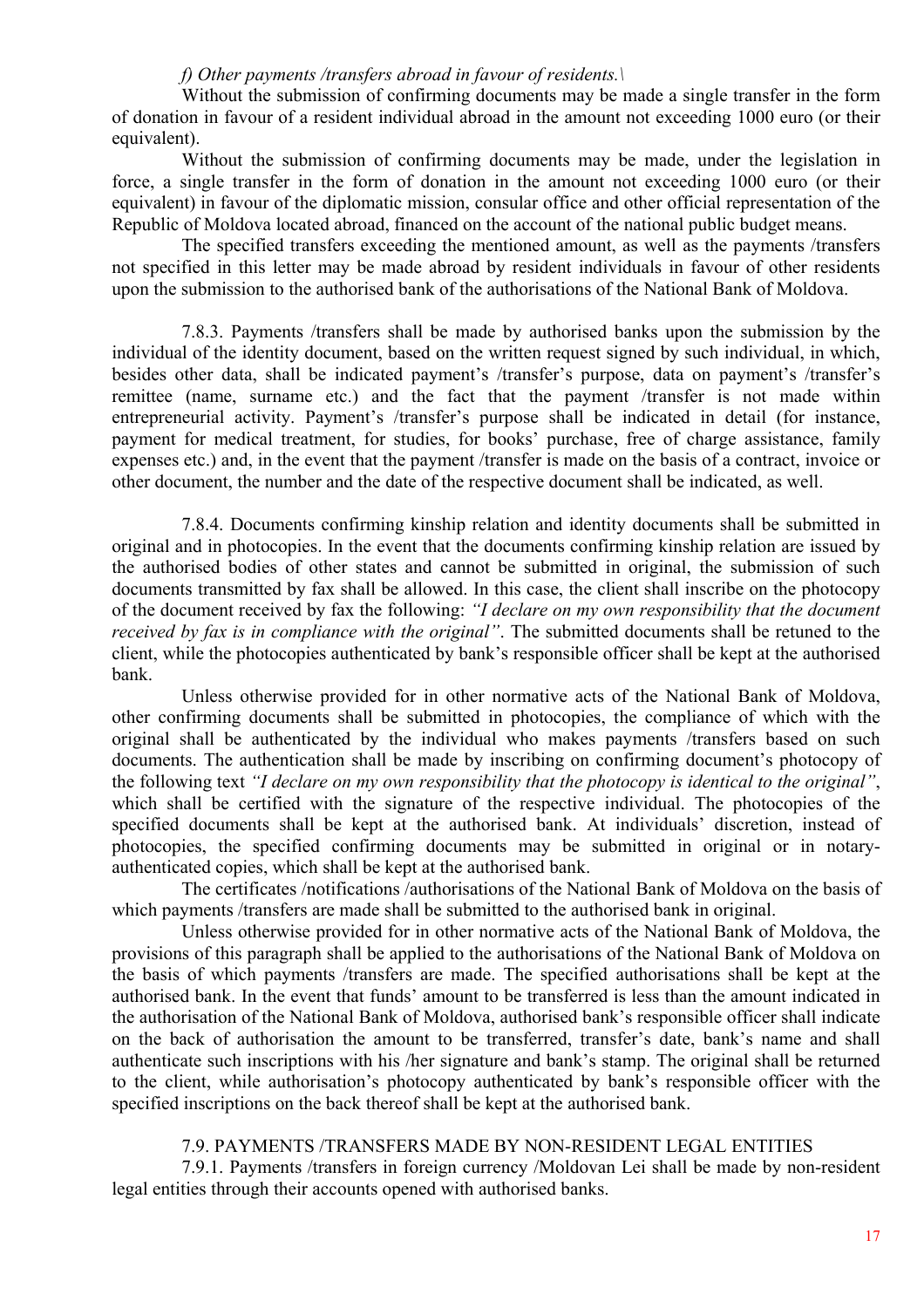*f) Other payments /transfers abroad in favour of residents.\*

Without the submission of confirming documents may be made a single transfer in the form of donation in favour of a resident individual abroad in the amount not exceeding 1000 euro (or their equivalent).

Without the submission of confirming documents may be made, under the legislation in force, a single transfer in the form of donation in the amount not exceeding 1000 euro (or their equivalent) in favour of the diplomatic mission, consular office and other official representation of the Republic of Moldova located abroad, financed on the account of the national public budget means.

The specified transfers exceeding the mentioned amount, as well as the payments /transfers not specified in this letter may be made abroad by resident individuals in favour of other residents upon the submission to the authorised bank of the authorisations of the National Bank of Moldova.

7.8.3. Payments /transfers shall be made by authorised banks upon the submission by the individual of the identity document, based on the written request signed by such individual, in which, besides other data, shall be indicated payment's /transfer's purpose, data on payment's /transfer's remittee (name, surname etc.) and the fact that the payment /transfer is not made within entrepreneurial activity. Payment's /transfer's purpose shall be indicated in detail (for instance, payment for medical treatment, for studies, for books' purchase, free of charge assistance, family expenses etc.) and, in the event that the payment /transfer is made on the basis of a contract, invoice or other document, the number and the date of the respective document shall be indicated, as well.

7.8.4. Documents confirming kinship relation and identity documents shall be submitted in original and in photocopies. In the event that the documents confirming kinship relation are issued by the authorised bodies of other states and cannot be submitted in original, the submission of such documents transmitted by fax shall be allowed. In this case, the client shall inscribe on the photocopy of the document received by fax the following: *"I declare on my own responsibility that the document received by fax is in compliance with the original"*. The submitted documents shall be retuned to the client, while the photocopies authenticated by bank's responsible officer shall be kept at the authorised bank.

Unless otherwise provided for in other normative acts of the National Bank of Moldova, other confirming documents shall be submitted in photocopies, the compliance of which with the original shall be authenticated by the individual who makes payments /transfers based on such documents. The authentication shall be made by inscribing on confirming document's photocopy of the following text *"I declare on my own responsibility that the photocopy is identical to the original"*, which shall be certified with the signature of the respective individual. The photocopies of the specified documents shall be kept at the authorised bank. At individuals' discretion, instead of photocopies, the specified confirming documents may be submitted in original or in notary-authenticated copies, which shall be kept at the authorised bank.

The certificates /notifications /authorisations of the National Bank of Moldova on the basis of which payments /transfers are made shall be submitted to the authorised bank in original.

Unless otherwise provided for in other normative acts of the National Bank of Moldova, the provisions of this paragraph shall be applied to the authorisations of the National Bank of Moldova on the basis of which payments /transfers are made. The specified authorisations shall be kept at the authorised bank. In the event that funds' amount to be transferred is less than the amount indicated in the authorisation of the National Bank of Moldova, authorised bank's responsible officer shall indicate on the back of authorisation the amount to be transferred, transfer's date, bank's name and shall authenticate such inscriptions with his /her signature and bank's stamp. The original shall be returned to the client, while authorisation's photocopy authenticated by bank's responsible officer with the specified inscriptions on the back thereof shall be kept at the authorised bank.

7.9. PAYMENTS /TRANSFERS MADE BY NON-RESIDENT LEGAL ENTITIES

7.9.1. Payments /transfers in foreign currency /Moldovan Lei shall be made by non-resident legal entities through their accounts opened with authorised banks.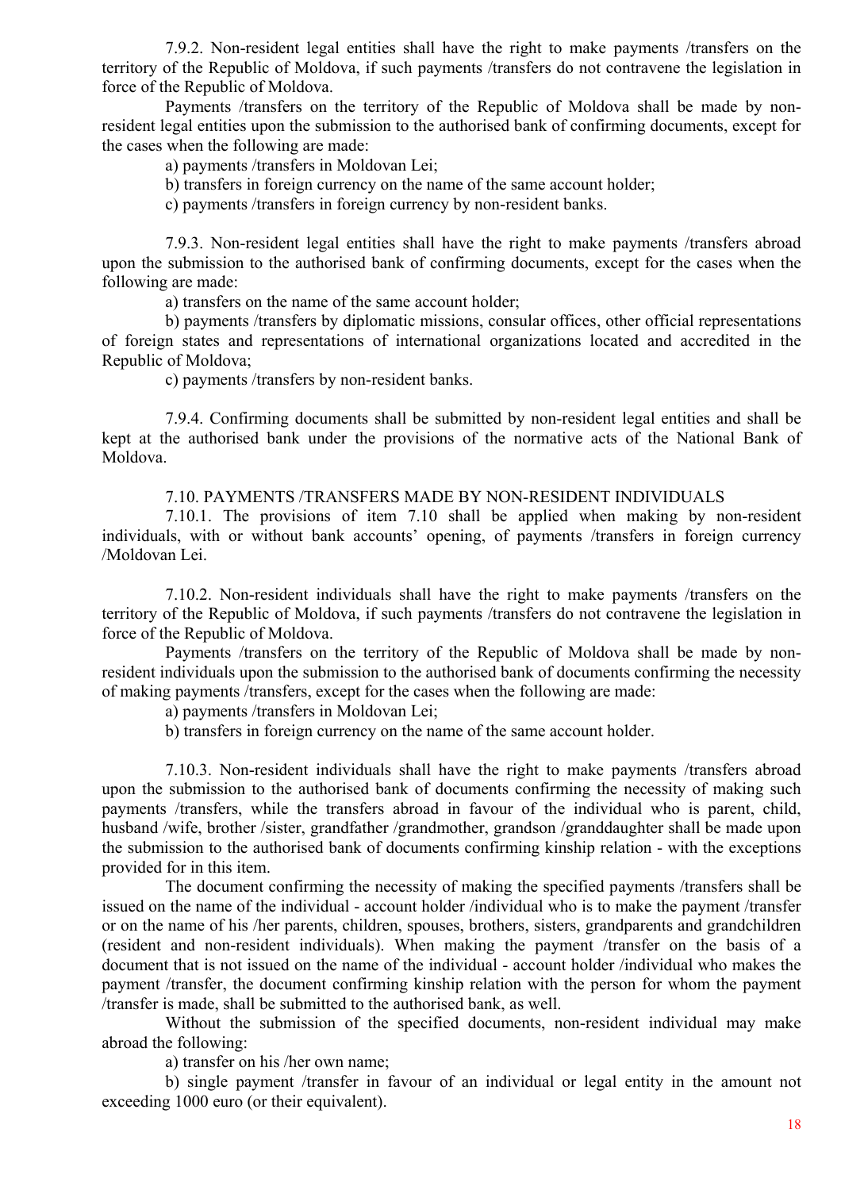7.9.2. Non-resident legal entities shall have the right to make payments /transfers on the territory of the Republic of Moldova, if such payments /transfers do not contravene the legislation in force of the Republic of Moldova.

Payments /transfers on the territory of the Republic of Moldova shall be made by non-resident legal entities upon the submission to the authorised bank of confirming documents, except for the cases when the following are made:

a) payments /transfers in Moldovan Lei;

b) transfers in foreign currency on the name of the same account holder;

c) payments /transfers in foreign currency by non-resident banks.

7.9.3. Non-resident legal entities shall have the right to make payments /transfers abroad upon the submission to the authorised bank of confirming documents, except for the cases when the following are made:

a) transfers on the name of the same account holder;

b) payments /transfers by diplomatic missions, consular offices, other official representations of foreign states and representations of international organizations located and accredited in the Republic of Moldova;

c) payments /transfers by non-resident banks.

7.9.4. Confirming documents shall be submitted by non-resident legal entities and shall be kept at the authorised bank under the provisions of the normative acts of the National Bank of Moldova.

## 7.10. PAYMENTS /TRANSFERS MADE BY NON-RESIDENT INDIVIDUALS

7.10.1. The provisions of item 7.10 shall be applied when making by non-resident individuals, with or without bank accounts' opening, of payments /transfers in foreign currency /Moldovan Lei.

7.10.2. Non-resident individuals shall have the right to make payments /transfers on the territory of the Republic of Moldova, if such payments /transfers do not contravene the legislation in force of the Republic of Moldova.

Payments /transfers on the territory of the Republic of Moldova shall be made by non-resident individuals upon the submission to the authorised bank of documents confirming the necessity of making payments /transfers, except for the cases when the following are made:

a) payments /transfers in Moldovan Lei;

b) transfers in foreign currency on the name of the same account holder.

7.10.3. Non-resident individuals shall have the right to make payments /transfers abroad upon the submission to the authorised bank of documents confirming the necessity of making such payments /transfers, while the transfers abroad in favour of the individual who is parent, child, husband /wife, brother /sister, grandfather /grandmother, grandson /granddaughter shall be made upon the submission to the authorised bank of documents confirming kinship relation - with the exceptions provided for in this item.

The document confirming the necessity of making the specified payments /transfers shall be issued on the name of the individual - account holder /individual who is to make the payment /transfer or on the name of his /her parents, children, spouses, brothers, sisters, grandparents and grandchildren (resident and non-resident individuals). When making the payment /transfer on the basis of a document that is not issued on the name of the individual - account holder /individual who makes the payment /transfer, the document confirming kinship relation with the person for whom the payment /transfer is made, shall be submitted to the authorised bank, as well.

Without the submission of the specified documents, non-resident individual may make abroad the following:

a) transfer on his /her own name;

b) single payment /transfer in favour of an individual or legal entity in the amount not exceeding 1000 euro (or their equivalent).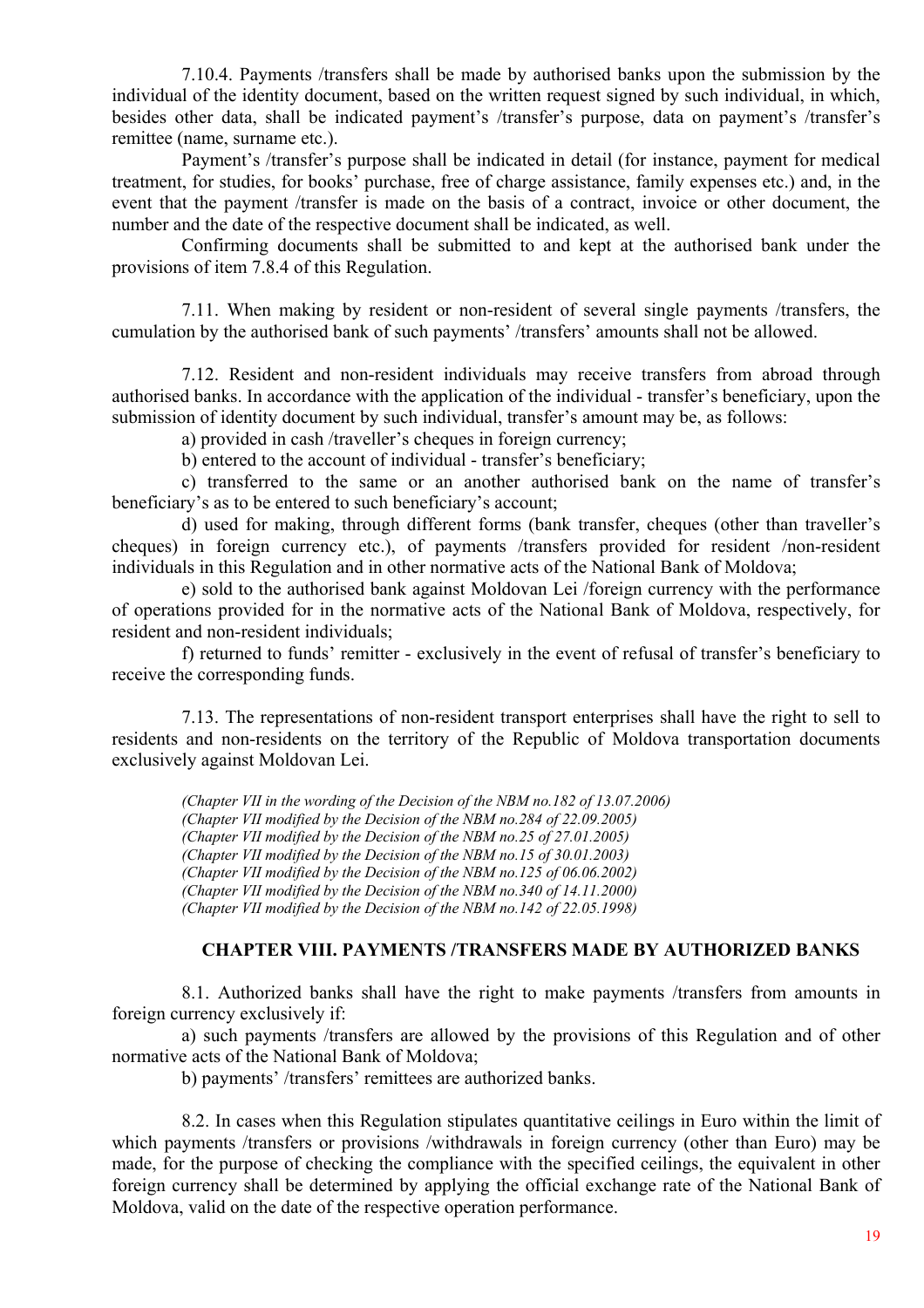7.10.4. Payments /transfers shall be made by authorised banks upon the submission by the individual of the identity document, based on the written request signed by such individual, in which, besides other data, shall be indicated payment's /transfer's purpose, data on payment's /transfer's remittee (name, surname etc.).

Payment's /transfer's purpose shall be indicated in detail (for instance, payment for medical treatment, for studies, for books' purchase, free of charge assistance, family expenses etc.) and, in the event that the payment /transfer is made on the basis of a contract, invoice or other document, the number and the date of the respective document shall be indicated, as well.

Confirming documents shall be submitted to and kept at the authorised bank under the provisions of item 7.8.4 of this Regulation.

7.11. When making by resident or non-resident of several single payments /transfers, the cumulation by the authorised bank of such payments' /transfers' amounts shall not be allowed.

7.12. Resident and non-resident individuals may receive transfers from abroad through authorised banks. In accordance with the application of the individual - transfer's beneficiary, upon the submission of identity document by such individual, transfer's amount may be, as follows:

a) provided in cash /traveller's cheques in foreign currency;

b) entered to the account of individual - transfer's beneficiary;

c) transferred to the same or an another authorised bank on the name of transfer's beneficiary's as to be entered to such beneficiary's account;

d) used for making, through different forms (bank transfer, cheques (other than traveller's cheques) in foreign currency etc.), of payments /transfers provided for resident /non-resident individuals in this Regulation and in other normative acts of the National Bank of Moldova;

e) sold to the authorised bank against Moldovan Lei /foreign currency with the performance of operations provided for in the normative acts of the National Bank of Moldova, respectively, for resident and non-resident individuals;

f) returned to funds' remitter - exclusively in the event of refusal of transfer's beneficiary to receive the corresponding funds.

7.13. The representations of non-resident transport enterprises shall have the right to sell to residents and non-residents on the territory of the Republic of Moldova transportation documents exclusively against Moldovan Lei.

*(Chapter VII in the wording of the Decision of the NBM no.182 of 13.07.2006)*
*(Chapter VII modified by the Decision of the NBM no.284 of 22.09.2005)*
*(Chapter VII modified by the Decision of the NBM no.25 of 27.01.2005)*
*(Chapter VII modified by the Decision of the NBM no.15 of 30.01.2003)*
*(Chapter VII modified by the Decision of the NBM no.125 of 06.06.2002)*
*(Chapter VII modified by the Decision of the NBM no.340 of 14.11.2000)*
*(Chapter VII modified by the Decision of the NBM no.142 of 22.05.1998)*

## CHAPTER VIII. PAYMENTS /TRANSFERS MADE BY AUTHORIZED BANKS

8.1. Authorized banks shall have the right to make payments /transfers from amounts in foreign currency exclusively if:

a) such payments /transfers are allowed by the provisions of this Regulation and of other normative acts of the National Bank of Moldova;

b) payments' /transfers' remittees are authorized banks.

8.2. In cases when this Regulation stipulates quantitative ceilings in Euro within the limit of which payments /transfers or provisions /withdrawals in foreign currency (other than Euro) may be made, for the purpose of checking the compliance with the specified ceilings, the equivalent in other foreign currency shall be determined by applying the official exchange rate of the National Bank of Moldova, valid on the date of the respective operation performance.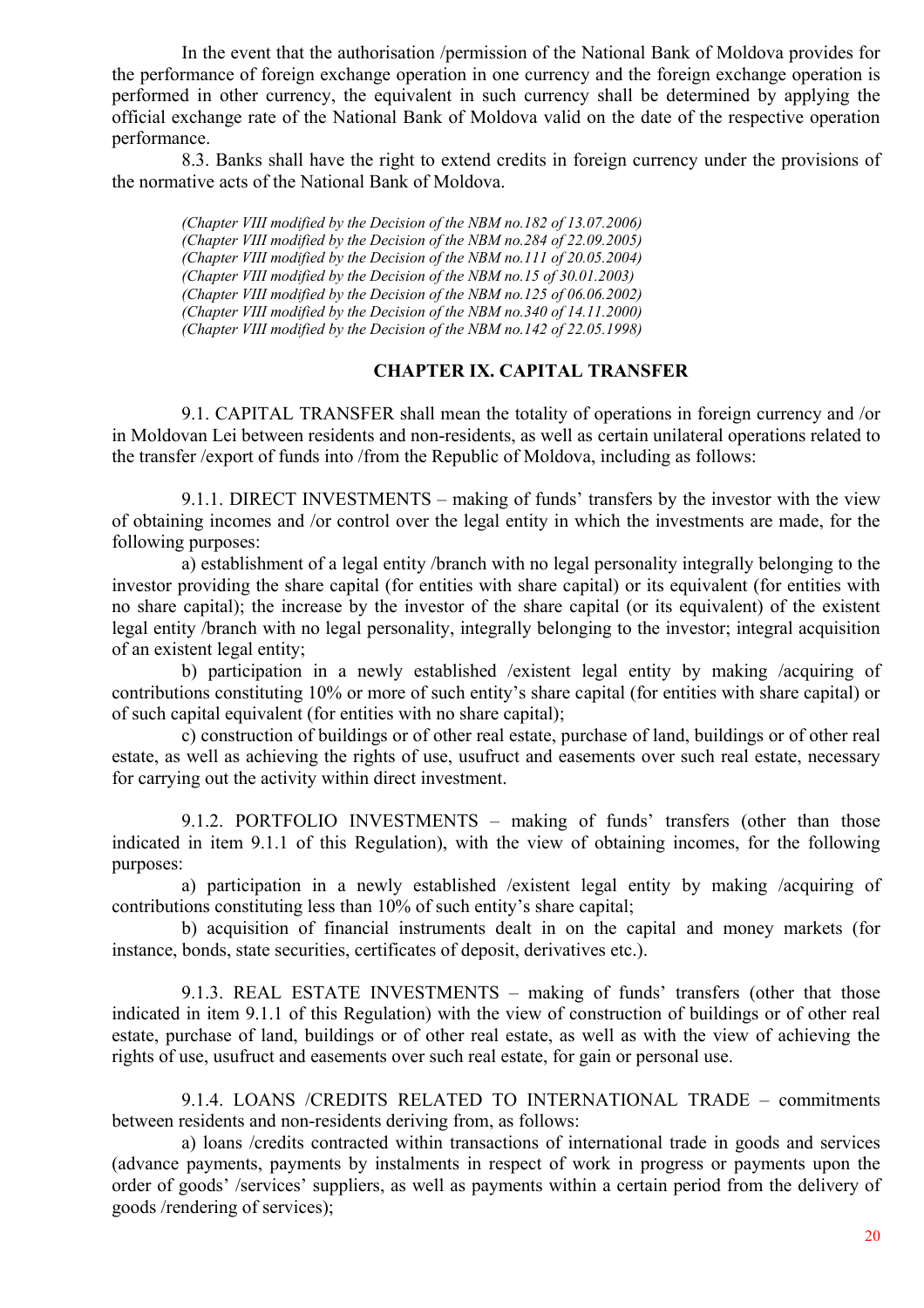In the event that the authorisation /permission of the National Bank of Moldova provides for the performance of foreign exchange operation in one currency and the foreign exchange operation is performed in other currency, the equivalent in such currency shall be determined by applying the official exchange rate of the National Bank of Moldova valid on the date of the respective operation performance.

8.3. Banks shall have the right to extend credits in foreign currency under the provisions of the normative acts of the National Bank of Moldova.

*(Chapter VIII modified by the Decision of the NBM no.182 of 13.07.2006)*
*(Chapter VIII modified by the Decision of the NBM no.284 of 22.09.2005)*
*(Chapter VIII modified by the Decision of the NBM no.111 of 20.05.2004)*
*(Chapter VIII modified by the Decision of the NBM no.15 of 30.01.2003)*
*(Chapter VIII modified by the Decision of the NBM no.125 of 06.06.2002)*
*(Chapter VIII modified by the Decision of the NBM no.340 of 14.11.2000)*
*(Chapter VIII modified by the Decision of the NBM no.142 of 22.05.1998)*

## CHAPTER IX. CAPITAL TRANSFER

9.1. CAPITAL TRANSFER shall mean the totality of operations in foreign currency and /or in Moldovan Lei between residents and non-residents, as well as certain unilateral operations related to the transfer /export of funds into /from the Republic of Moldova, including as follows:

9.1.1. DIRECT INVESTMENTS – making of funds' transfers by the investor with the view of obtaining incomes and /or control over the legal entity in which the investments are made, for the following purposes:

a) establishment of a legal entity /branch with no legal personality integrally belonging to the investor providing the share capital (for entities with share capital) or its equivalent (for entities with no share capital); the increase by the investor of the share capital (or its equivalent) of the existent legal entity /branch with no legal personality, integrally belonging to the investor; integral acquisition of an existent legal entity;

b) participation in a newly established /existent legal entity by making /acquiring of contributions constituting 10% or more of such entity's share capital (for entities with share capital) or of such capital equivalent (for entities with no share capital);

c) construction of buildings or of other real estate, purchase of land, buildings or of other real estate, as well as achieving the rights of use, usufruct and easements over such real estate, necessary for carrying out the activity within direct investment.

9.1.2. PORTFOLIO INVESTMENTS – making of funds' transfers (other than those indicated in item 9.1.1 of this Regulation), with the view of obtaining incomes, for the following purposes:

a) participation in a newly established /existent legal entity by making /acquiring of contributions constituting less than 10% of such entity's share capital;

b) acquisition of financial instruments dealt in on the capital and money markets (for instance, bonds, state securities, certificates of deposit, derivatives etc.).

9.1.3. REAL ESTATE INVESTMENTS – making of funds' transfers (other that those indicated in item 9.1.1 of this Regulation) with the view of construction of buildings or of other real estate, purchase of land, buildings or of other real estate, as well as with the view of achieving the rights of use, usufruct and easements over such real estate, for gain or personal use.

9.1.4. LOANS /CREDITS RELATED TO INTERNATIONAL TRADE – commitments between residents and non-residents deriving from, as follows:

a) loans /credits contracted within transactions of international trade in goods and services (advance payments, payments by instalments in respect of work in progress or payments upon the order of goods' /services' suppliers, as well as payments within a certain period from the delivery of goods /rendering of services);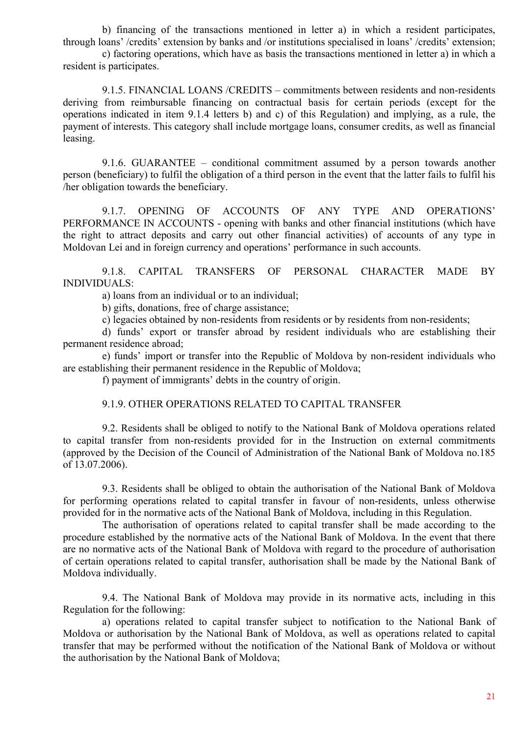b) financing of the transactions mentioned in letter a) in which a resident participates, through loans' /credits' extension by banks and /or institutions specialised in loans' /credits' extension;

c) factoring operations, which have as basis the transactions mentioned in letter a) in which a resident is participates.

9.1.5. FINANCIAL LOANS /CREDITS – commitments between residents and non-residents deriving from reimbursable financing on contractual basis for certain periods (except for the operations indicated in item 9.1.4 letters b) and c) of this Regulation) and implying, as a rule, the payment of interests. This category shall include mortgage loans, consumer credits, as well as financial leasing.

9.1.6. GUARANTEE – conditional commitment assumed by a person towards another person (beneficiary) to fulfil the obligation of a third person in the event that the latter fails to fulfil his /her obligation towards the beneficiary.

9.1.7. OPENING OF ACCOUNTS OF ANY TYPE AND OPERATIONS' PERFORMANCE IN ACCOUNTS - opening with banks and other financial institutions (which have the right to attract deposits and carry out other financial activities) of accounts of any type in Moldovan Lei and in foreign currency and operations' performance in such accounts.

9.1.8. CAPITAL TRANSFERS OF PERSONAL CHARACTER MADE BY INDIVIDUALS:

a) loans from an individual or to an individual;

b) gifts, donations, free of charge assistance;

c) legacies obtained by non-residents from residents or by residents from non-residents;

d) funds' export or transfer abroad by resident individuals who are establishing their permanent residence abroad;

e) funds' import or transfer into the Republic of Moldova by non-resident individuals who are establishing their permanent residence in the Republic of Moldova;

f) payment of immigrants' debts in the country of origin.

9.1.9. OTHER OPERATIONS RELATED TO CAPITAL TRANSFER

9.2. Residents shall be obliged to notify to the National Bank of Moldova operations related to capital transfer from non-residents provided for in the Instruction on external commitments (approved by the Decision of the Council of Administration of the National Bank of Moldova no.185 of 13.07.2006).

9.3. Residents shall be obliged to obtain the authorisation of the National Bank of Moldova for performing operations related to capital transfer in favour of non-residents, unless otherwise provided for in the normative acts of the National Bank of Moldova, including in this Regulation.

The authorisation of operations related to capital transfer shall be made according to the procedure established by the normative acts of the National Bank of Moldova. In the event that there are no normative acts of the National Bank of Moldova with regard to the procedure of authorisation of certain operations related to capital transfer, authorisation shall be made by the National Bank of Moldova individually.

9.4. The National Bank of Moldova may provide in its normative acts, including in this Regulation for the following:

a) operations related to capital transfer subject to notification to the National Bank of Moldova or authorisation by the National Bank of Moldova, as well as operations related to capital transfer that may be performed without the notification of the National Bank of Moldova or without the authorisation by the National Bank of Moldova;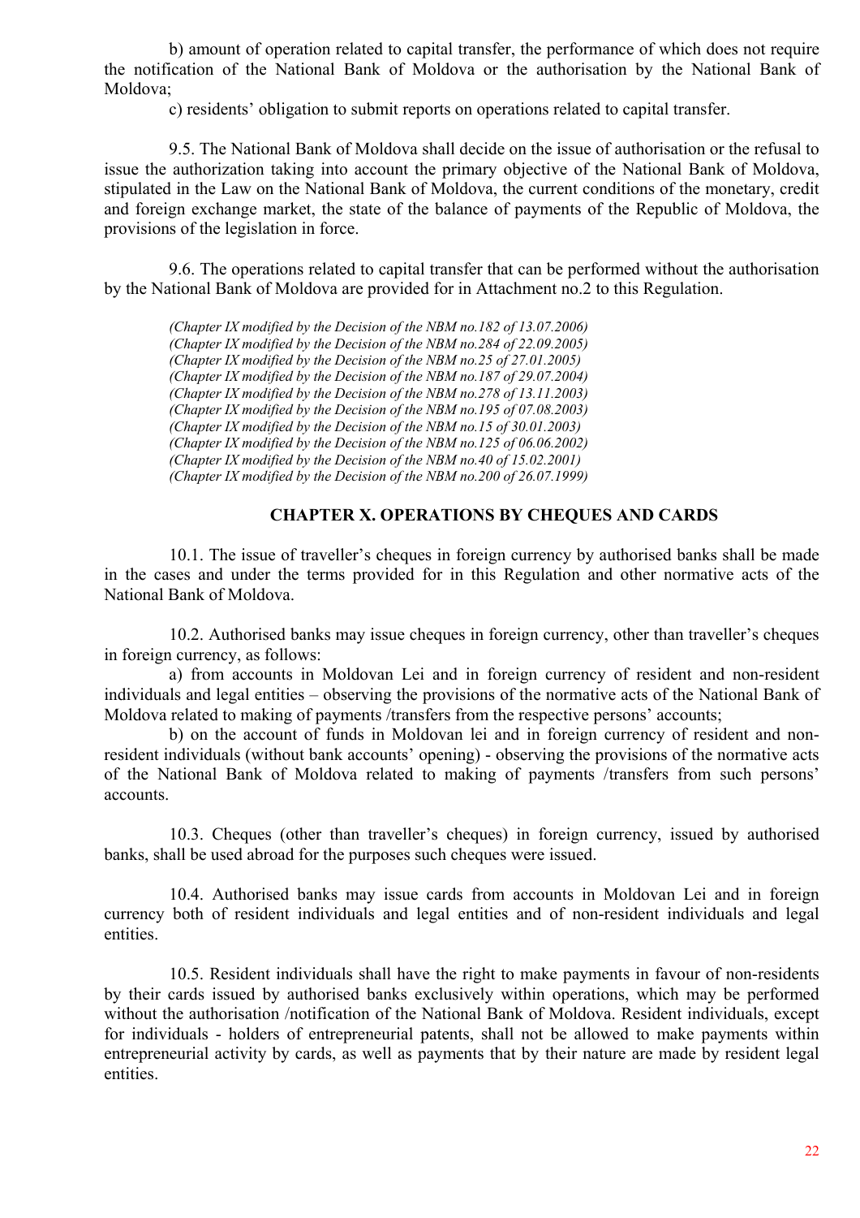b) amount of operation related to capital transfer, the performance of which does not require the notification of the National Bank of Moldova or the authorisation by the National Bank of Moldova;

c) residents' obligation to submit reports on operations related to capital transfer.

9.5. The National Bank of Moldova shall decide on the issue of authorisation or the refusal to issue the authorization taking into account the primary objective of the National Bank of Moldova, stipulated in the Law on the National Bank of Moldova, the current conditions of the monetary, credit and foreign exchange market, the state of the balance of payments of the Republic of Moldova, the provisions of the legislation in force.

9.6. The operations related to capital transfer that can be performed without the authorisation by the National Bank of Moldova are provided for in Attachment no.2 to this Regulation.

*(Chapter IX modified by the Decision of the NBM no.182 of 13.07.2006)*
*(Chapter IX modified by the Decision of the NBM no.284 of 22.09.2005)*
*(Chapter IX modified by the Decision of the NBM no.25 of 27.01.2005)*
*(Chapter IX modified by the Decision of the NBM no.187 of 29.07.2004)*
*(Chapter IX modified by the Decision of the NBM no.278 of 13.11.2003)*
*(Chapter IX modified by the Decision of the NBM no.195 of 07.08.2003)*
*(Chapter IX modified by the Decision of the NBM no.15 of 30.01.2003)*
*(Chapter IX modified by the Decision of the NBM no.125 of 06.06.2002)*
*(Chapter IX modified by the Decision of the NBM no.40 of 15.02.2001)*
*(Chapter IX modified by the Decision of the NBM no.200 of 26.07.1999)*

## CHAPTER X. OPERATIONS BY CHEQUES AND CARDS

10.1. The issue of traveller's cheques in foreign currency by authorised banks shall be made in the cases and under the terms provided for in this Regulation and other normative acts of the National Bank of Moldova.

10.2. Authorised banks may issue cheques in foreign currency, other than traveller's cheques in foreign currency, as follows:

a) from accounts in Moldovan Lei and in foreign currency of resident and non-resident individuals and legal entities – observing the provisions of the normative acts of the National Bank of Moldova related to making of payments /transfers from the respective persons' accounts;

b) on the account of funds in Moldovan lei and in foreign currency of resident and non-resident individuals (without bank accounts' opening) - observing the provisions of the normative acts of the National Bank of Moldova related to making of payments /transfers from such persons' accounts.

10.3. Cheques (other than traveller's cheques) in foreign currency, issued by authorised banks, shall be used abroad for the purposes such cheques were issued.

10.4. Authorised banks may issue cards from accounts in Moldovan Lei and in foreign currency both of resident individuals and legal entities and of non-resident individuals and legal entities.

10.5. Resident individuals shall have the right to make payments in favour of non-residents by their cards issued by authorised banks exclusively within operations, which may be performed without the authorisation /notification of the National Bank of Moldova. Resident individuals, except for individuals - holders of entrepreneurial patents, shall not be allowed to make payments within entrepreneurial activity by cards, as well as payments that by their nature are made by resident legal entities.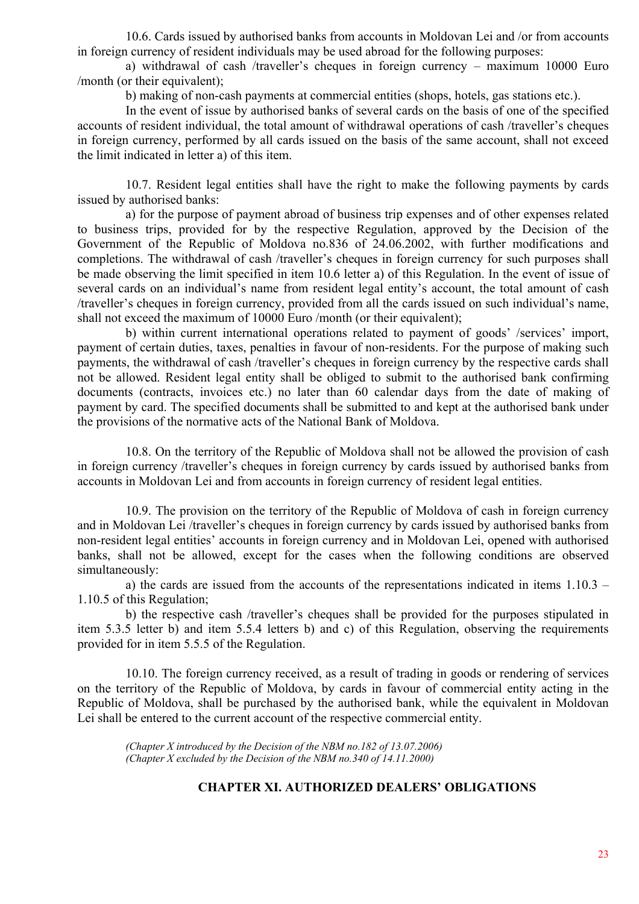10.6. Cards issued by authorised banks from accounts in Moldovan Lei and /or from accounts in foreign currency of resident individuals may be used abroad for the following purposes:

a) withdrawal of cash /traveller's cheques in foreign currency – maximum 10000 Euro /month (or their equivalent);

b) making of non-cash payments at commercial entities (shops, hotels, gas stations etc.).

In the event of issue by authorised banks of several cards on the basis of one of the specified accounts of resident individual, the total amount of withdrawal operations of cash /traveller's cheques in foreign currency, performed by all cards issued on the basis of the same account, shall not exceed the limit indicated in letter a) of this item.

10.7. Resident legal entities shall have the right to make the following payments by cards issued by authorised banks:

a) for the purpose of payment abroad of business trip expenses and of other expenses related to business trips, provided for by the respective Regulation, approved by the Decision of the Government of the Republic of Moldova no.836 of 24.06.2002, with further modifications and completions. The withdrawal of cash /traveller's cheques in foreign currency for such purposes shall be made observing the limit specified in item 10.6 letter a) of this Regulation. In the event of issue of several cards on an individual's name from resident legal entity's account, the total amount of cash /traveller's cheques in foreign currency, provided from all the cards issued on such individual's name, shall not exceed the maximum of 10000 Euro /month (or their equivalent);

b) within current international operations related to payment of goods' /services' import, payment of certain duties, taxes, penalties in favour of non-residents. For the purpose of making such payments, the withdrawal of cash /traveller's cheques in foreign currency by the respective cards shall not be allowed. Resident legal entity shall be obliged to submit to the authorised bank confirming documents (contracts, invoices etc.) no later than 60 calendar days from the date of making of payment by card. The specified documents shall be submitted to and kept at the authorised bank under the provisions of the normative acts of the National Bank of Moldova.

10.8. On the territory of the Republic of Moldova shall not be allowed the provision of cash in foreign currency /traveller's cheques in foreign currency by cards issued by authorised banks from accounts in Moldovan Lei and from accounts in foreign currency of resident legal entities.

10.9. The provision on the territory of the Republic of Moldova of cash in foreign currency and in Moldovan Lei /traveller's cheques in foreign currency by cards issued by authorised banks from non-resident legal entities' accounts in foreign currency and in Moldovan Lei, opened with authorised banks, shall not be allowed, except for the cases when the following conditions are observed simultaneously:

a) the cards are issued from the accounts of the representations indicated in items 1.10.3 – 1.10.5 of this Regulation;

b) the respective cash /traveller's cheques shall be provided for the purposes stipulated in item 5.3.5 letter b) and item 5.5.4 letters b) and c) of this Regulation, observing the requirements provided for in item 5.5.5 of the Regulation.

10.10. The foreign currency received, as a result of trading in goods or rendering of services on the territory of the Republic of Moldova, by cards in favour of commercial entity acting in the Republic of Moldova, shall be purchased by the authorised bank, while the equivalent in Moldovan Lei shall be entered to the current account of the respective commercial entity.

*(Chapter X introduced by the Decision of the NBM no.182 of 13.07.2006)*
*(Chapter X excluded by the Decision of the NBM no.340 of 14.11.2000)*

## CHAPTER XI. AUTHORIZED DEALERS' OBLIGATIONS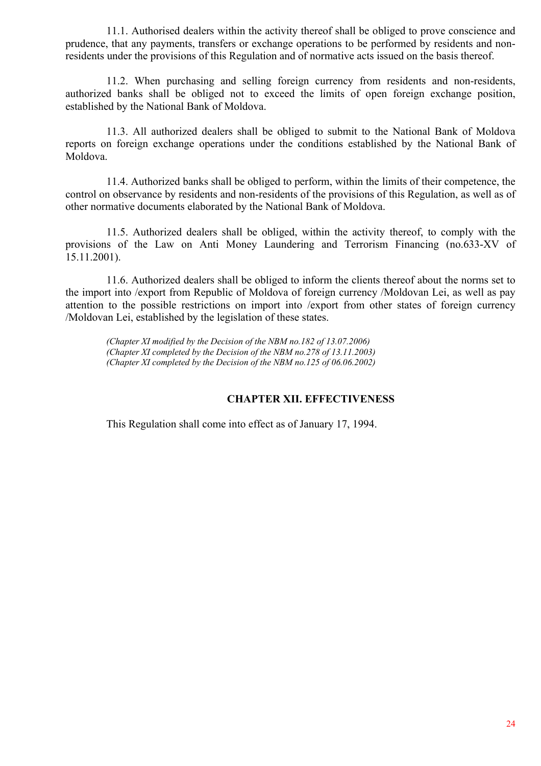11.1. Authorised dealers within the activity thereof shall be obliged to prove conscience and prudence, that any payments, transfers or exchange operations to be performed by residents and non-residents under the provisions of this Regulation and of normative acts issued on the basis thereof.

11.2. When purchasing and selling foreign currency from residents and non-residents, authorized banks shall be obliged not to exceed the limits of open foreign exchange position, established by the National Bank of Moldova.

11.3. All authorized dealers shall be obliged to submit to the National Bank of Moldova reports on foreign exchange operations under the conditions established by the National Bank of Moldova.

11.4. Authorized banks shall be obliged to perform, within the limits of their competence, the control on observance by residents and non-residents of the provisions of this Regulation, as well as of other normative documents elaborated by the National Bank of Moldova.

11.5. Authorized dealers shall be obliged, within the activity thereof, to comply with the provisions of the Law on Anti Money Laundering and Terrorism Financing (no.633-XV of 15.11.2001).

11.6. Authorized dealers shall be obliged to inform the clients thereof about the norms set to the import into /export from Republic of Moldova of foreign currency /Moldovan Lei, as well as pay attention to the possible restrictions on import into /export from other states of foreign currency /Moldovan Lei, established by the legislation of these states.

*(Chapter XI modified by the Decision of the NBM no.182 of 13.07.2006)*
*(Chapter XI completed by the Decision of the NBM no.278 of 13.11.2003)*
*(Chapter XI completed by the Decision of the NBM no.125 of 06.06.2002)*

## CHAPTER XII. EFFECTIVENESS

This Regulation shall come into effect as of January 17, 1994.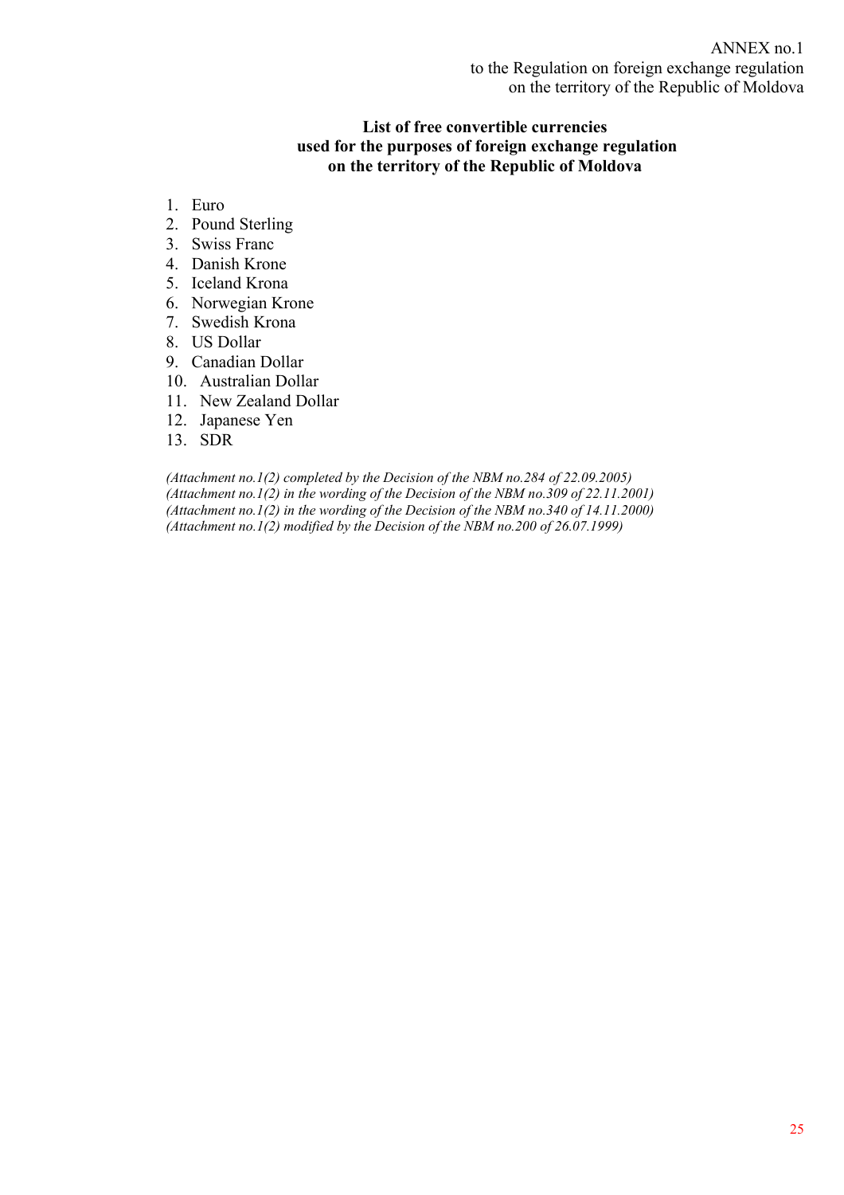ANNEX no.1
to the Regulation on foreign exchange regulation
on the territory of the Republic of Moldova

**List of free convertible currencies used for the purposes of foreign exchange regulation on the territory of the Republic of Moldova**

1. Euro
2. Pound Sterling
3. Swiss Franc
4. Danish Krone
5. Iceland Krona
6. Norwegian Krone
7. Swedish Krona
8. US Dollar
9. Canadian Dollar
10. Australian Dollar
11. New Zealand Dollar
12. Japanese Yen
13. SDR

*(Attachment no.1(2) completed by the Decision of the NBM no.284 of 22.09.2005)*
*(Attachment no.1(2) in the wording of the Decision of the NBM no.309 of 22.11.2001)*
*(Attachment no.1(2) in the wording of the Decision of the NBM no.340 of 14.11.2000)*
*(Attachment no.1(2) modified by the Decision of the NBM no.200 of 26.07.1999)*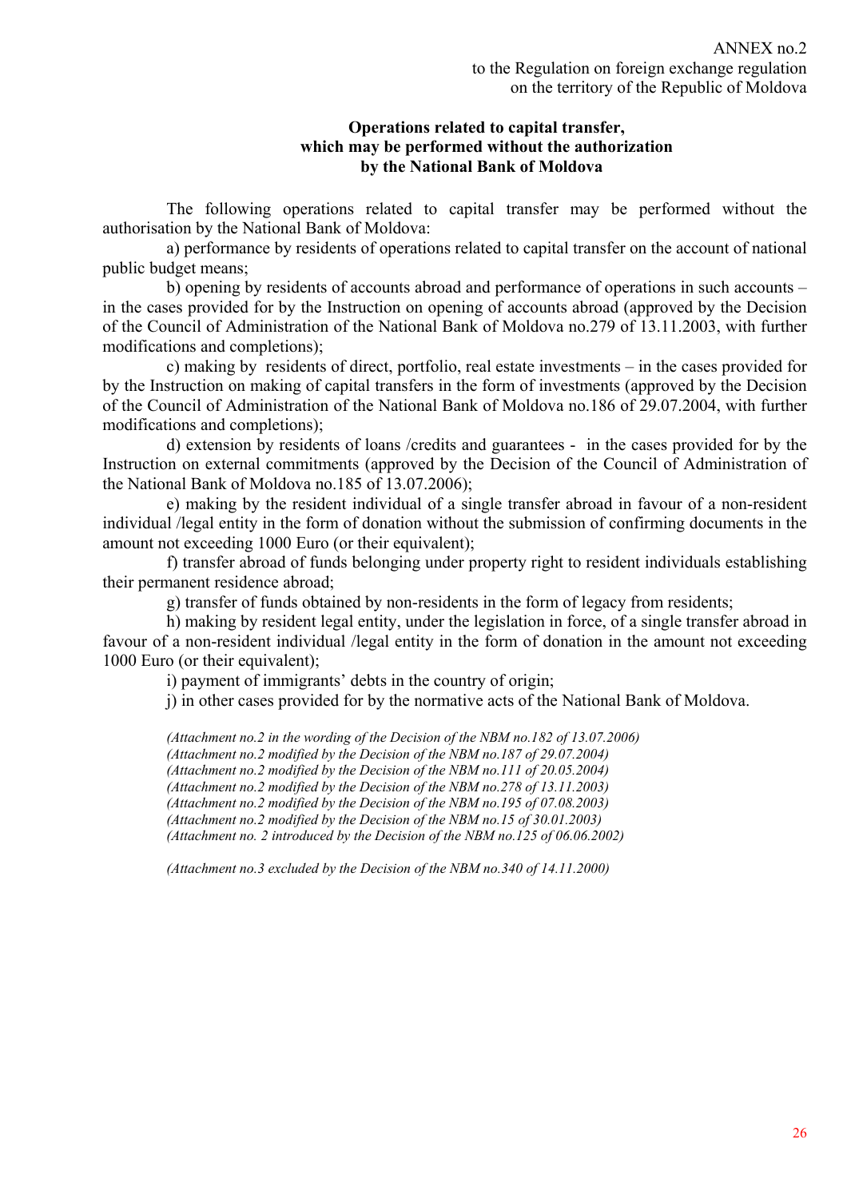ANNEX no.2
to the Regulation on foreign exchange regulation
on the territory of the Republic of Moldova

**Operations related to capital transfer, which may be performed without the authorization by the National Bank of Moldova**

The following operations related to capital transfer may be performed without the authorisation by the National Bank of Moldova:

a) performance by residents of operations related to capital transfer on the account of national public budget means;

b) opening by residents of accounts abroad and performance of operations in such accounts – in the cases provided for by the Instruction on opening of accounts abroad (approved by the Decision of the Council of Administration of the National Bank of Moldova no.279 of 13.11.2003, with further modifications and completions);

c) making by residents of direct, portfolio, real estate investments – in the cases provided for by the Instruction on making of capital transfers in the form of investments (approved by the Decision of the Council of Administration of the National Bank of Moldova no.186 of 29.07.2004, with further modifications and completions);

d) extension by residents of loans /credits and guarantees - in the cases provided for by the Instruction on external commitments (approved by the Decision of the Council of Administration of the National Bank of Moldova no.185 of 13.07.2006);

e) making by the resident individual of a single transfer abroad in favour of a non-resident individual /legal entity in the form of donation without the submission of confirming documents in the amount not exceeding 1000 Euro (or their equivalent);

f) transfer abroad of funds belonging under property right to resident individuals establishing their permanent residence abroad;

g) transfer of funds obtained by non-residents in the form of legacy from residents;

h) making by resident legal entity, under the legislation in force, of a single transfer abroad in favour of a non-resident individual /legal entity in the form of donation in the amount not exceeding 1000 Euro (or their equivalent);

i) payment of immigrants' debts in the country of origin;

j) in other cases provided for by the normative acts of the National Bank of Moldova.

*(Attachment no.2 in the wording of the Decision of the NBM no.182 of 13.07.2006)*
*(Attachment no.2 modified by the Decision of the NBM no.187 of 29.07.2004)*
*(Attachment no.2 modified by the Decision of the NBM no.111 of 20.05.2004)*
*(Attachment no.2 modified by the Decision of the NBM no.278 of 13.11.2003)*
*(Attachment no.2 modified by the Decision of the NBM no.195 of 07.08.2003)*
*(Attachment no.2 modified by the Decision of the NBM no.15 of 30.01.2003)*
*(Attachment no. 2 introduced by the Decision of the NBM no.125 of 06.06.2002)*

*(Attachment no.3 excluded by the Decision of the NBM no.340 of 14.11.2000)*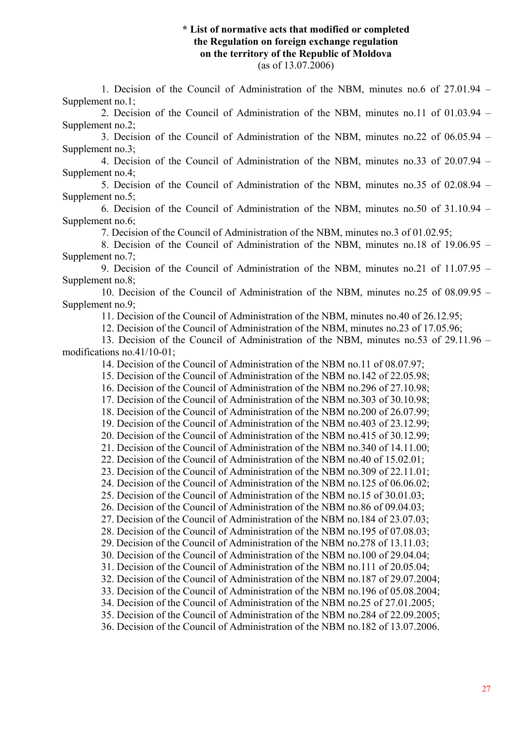**\* List of normative acts that modified or completed the Regulation on foreign exchange regulation on the territory of the Republic of Moldova**
(as of 13.07.2006)

1. Decision of the Council of Administration of the NBM, minutes no.6 of 27.01.94 – Supplement no.1;
2. Decision of the Council of Administration of the NBM, minutes no.11 of 01.03.94 – Supplement no.2;
3. Decision of the Council of Administration of the NBM, minutes no.22 of 06.05.94 – Supplement no.3;
4. Decision of the Council of Administration of the NBM, minutes no.33 of 20.07.94 – Supplement no.4;
5. Decision of the Council of Administration of the NBM, minutes no.35 of 02.08.94 – Supplement no.5;
6. Decision of the Council of Administration of the NBM, minutes no.50 of 31.10.94 – Supplement no.6;
7. Decision of the Council of Administration of the NBM, minutes no.3 of 01.02.95;
8. Decision of the Council of Administration of the NBM, minutes no.18 of 19.06.95 – Supplement no.7;
9. Decision of the Council of Administration of the NBM, minutes no.21 of 11.07.95 – Supplement no.8;
10. Decision of the Council of Administration of the NBM, minutes no.25 of 08.09.95 – Supplement no.9;
11. Decision of the Council of Administration of the NBM, minutes no.40 of 26.12.95;
12. Decision of the Council of Administration of the NBM, minutes no.23 of 17.05.96;
13. Decision of the Council of Administration of the NBM, minutes no.53 of 29.11.96 – modifications no.41/10-01;
14. Decision of the Council of Administration of the NBM no.11 of 08.07.97;
15. Decision of the Council of Administration of the NBM no.142 of 22.05.98;
16. Decision of the Council of Administration of the NBM no.296 of 27.10.98;
17. Decision of the Council of Administration of the NBM no.303 of 30.10.98;
18. Decision of the Council of Administration of the NBM no.200 of 26.07.99;
19. Decision of the Council of Administration of the NBM no.403 of 23.12.99;
20. Decision of the Council of Administration of the NBM no.415 of 30.12.99;
21. Decision of the Council of Administration of the NBM no.340 of 14.11.00;
22. Decision of the Council of Administration of the NBM no.40 of 15.02.01;
23. Decision of the Council of Administration of the NBM no.309 of 22.11.01;
24. Decision of the Council of Administration of the NBM no.125 of 06.06.02;
25. Decision of the Council of Administration of the NBM no.15 of 30.01.03;
26. Decision of the Council of Administration of the NBM no.86 of 09.04.03;
27. Decision of the Council of Administration of the NBM no.184 of 23.07.03;
28. Decision of the Council of Administration of the NBM no.195 of 07.08.03;
29. Decision of the Council of Administration of the NBM no.278 of 13.11.03;
30. Decision of the Council of Administration of the NBM no.100 of 29.04.04;
31. Decision of the Council of Administration of the NBM no.111 of 20.05.04;
32. Decision of the Council of Administration of the NBM no.187 of 29.07.2004;
33. Decision of the Council of Administration of the NBM no.196 of 05.08.2004;
34. Decision of the Council of Administration of the NBM no.25 of 27.01.2005;
35. Decision of the Council of Administration of the NBM no.284 of 22.09.2005;
36. Decision of the Council of Administration of the NBM no.182 of 13.07.2006.